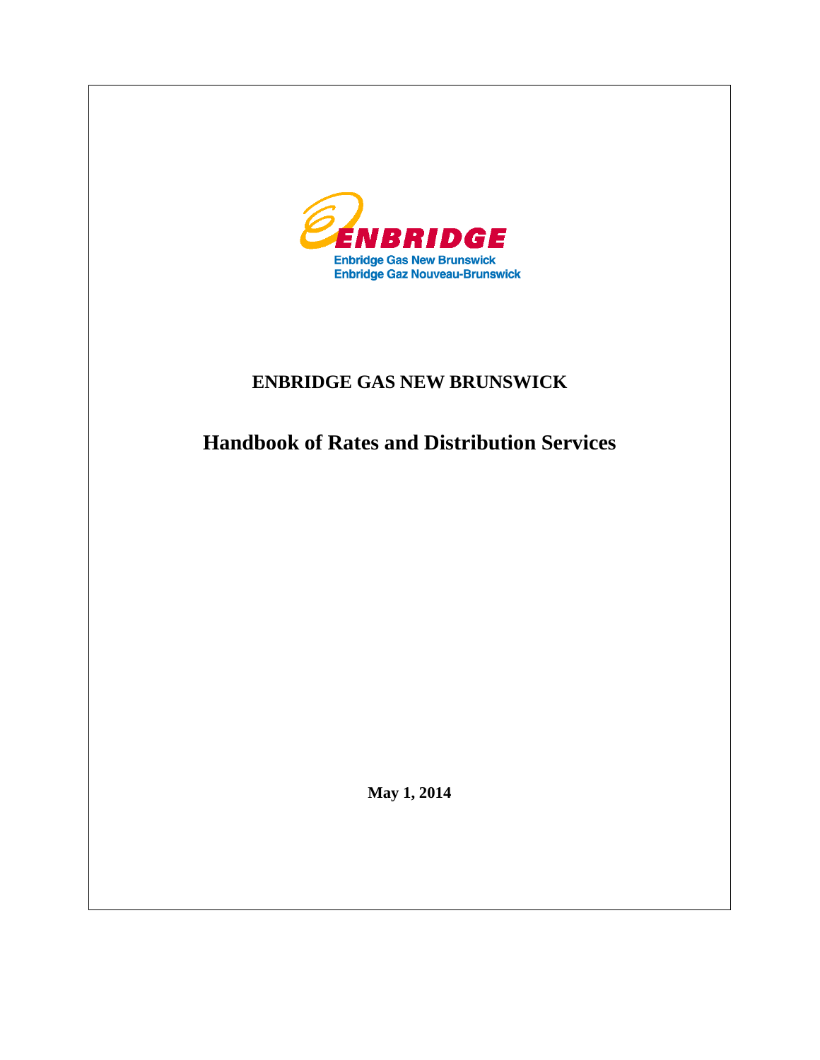Enbridge Gas New Brunswick
Enbridge Gaz Nouveau-Brunswick

# ENBRIDGE GAS NEW BRUNSWICK

## Handbook of Rates and Distribution Services

**May 1, 2014**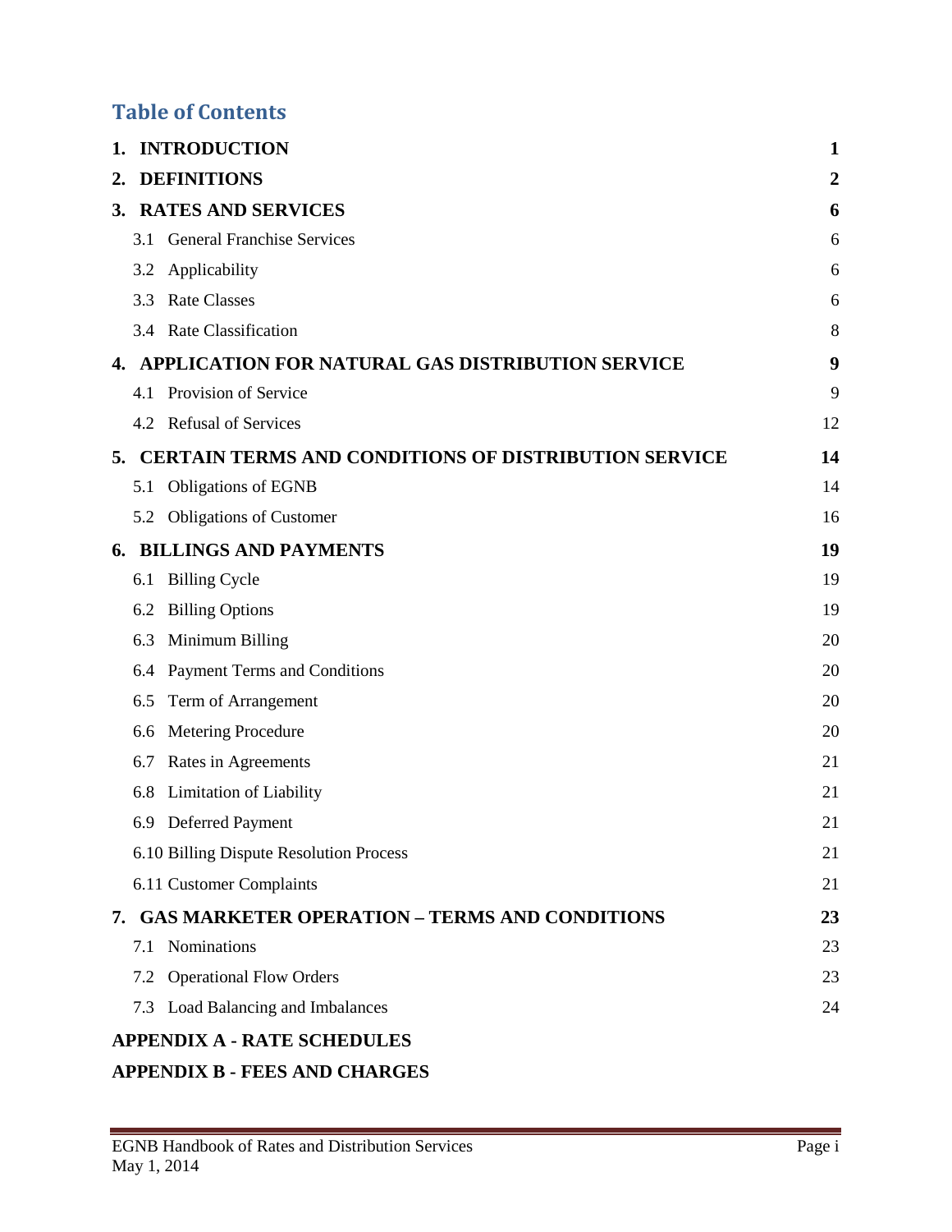## Table of Contents

| | |
|---|---|
| **1. INTRODUCTION** | **1** |
| **2. DEFINITIONS** | **2** |
| **3. RATES AND SERVICES** | **6** |
| 3.1 General Franchise Services | 6 |
| 3.2 Applicability | 6 |
| 3.3 Rate Classes | 6 |
| 3.4 Rate Classification | 8 |
| **4. APPLICATION FOR NATURAL GAS DISTRIBUTION SERVICE** | **9** |
| 4.1 Provision of Service | 9 |
| 4.2 Refusal of Services | 12 |
| **5. CERTAIN TERMS AND CONDITIONS OF DISTRIBUTION SERVICE** | **14** |
| 5.1 Obligations of EGNB | 14 |
| 5.2 Obligations of Customer | 16 |
| **6. BILLINGS AND PAYMENTS** | **19** |
| 6.1 Billing Cycle | 19 |
| 6.2 Billing Options | 19 |
| 6.3 Minimum Billing | 20 |
| 6.4 Payment Terms and Conditions | 20 |
| 6.5 Term of Arrangement | 20 |
| 6.6 Metering Procedure | 20 |
| 6.7 Rates in Agreements | 21 |
| 6.8 Limitation of Liability | 21 |
| 6.9 Deferred Payment | 21 |
| 6.10 Billing Dispute Resolution Process | 21 |
| 6.11 Customer Complaints | 21 |
| **7. GAS MARKETER OPERATION – TERMS AND CONDITIONS** | **23** |
| 7.1 Nominations | 23 |
| 7.2 Operational Flow Orders | 23 |
| 7.3 Load Balancing and Imbalances | 24 |
| **APPENDIX A - RATE SCHEDULES** | |
| **APPENDIX B - FEES AND CHARGES** | |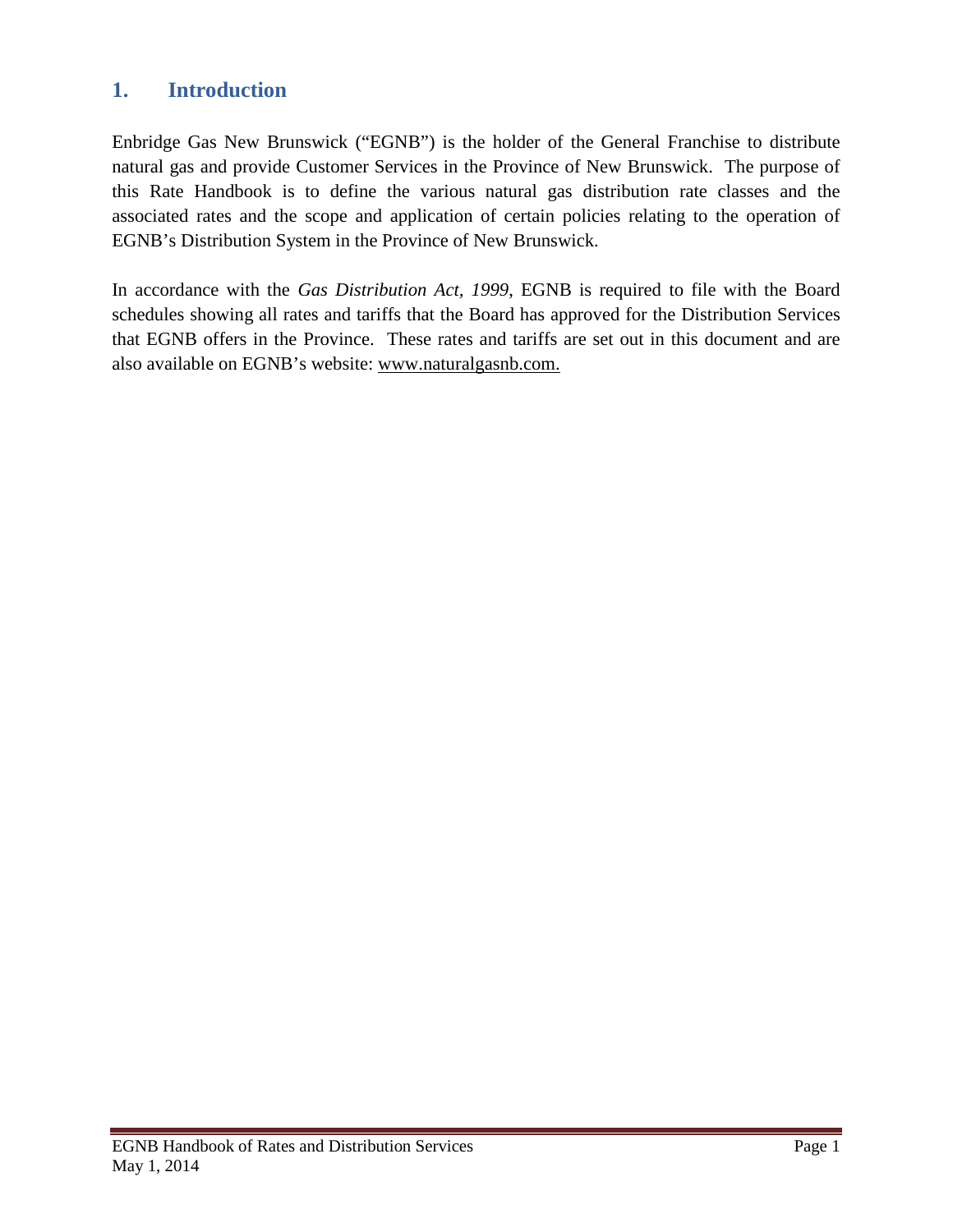# 1. Introduction

Enbridge Gas New Brunswick ("EGNB") is the holder of the General Franchise to distribute natural gas and provide Customer Services in the Province of New Brunswick. The purpose of this Rate Handbook is to define the various natural gas distribution rate classes and the associated rates and the scope and application of certain policies relating to the operation of EGNB's Distribution System in the Province of New Brunswick.

In accordance with the *Gas Distribution Act, 1999*, EGNB is required to file with the Board schedules showing all rates and tariffs that the Board has approved for the Distribution Services that EGNB offers in the Province. These rates and tariffs are set out in this document and are also available on EGNB's website: www.naturalgasnb.com.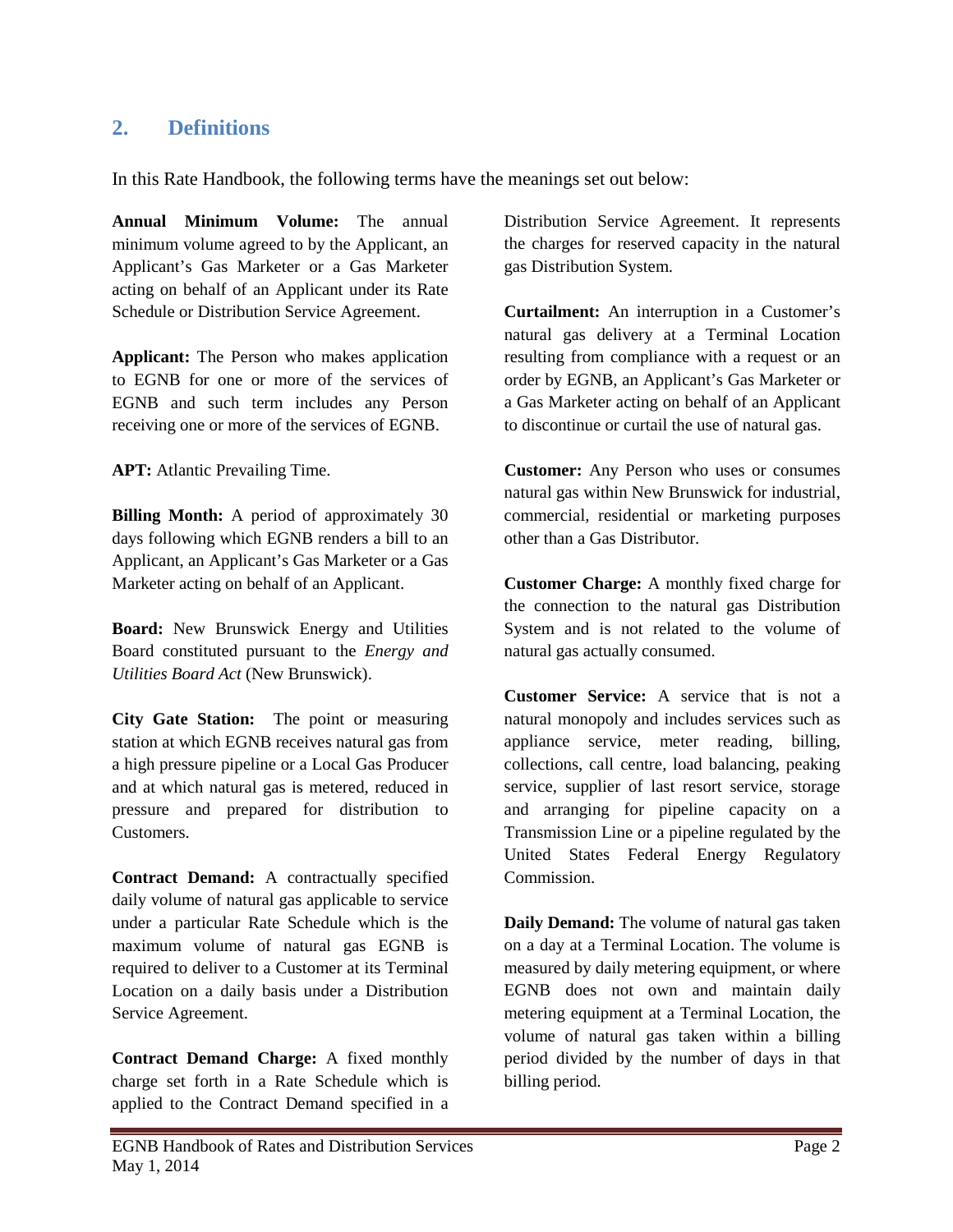## 2. Definitions

In this Rate Handbook, the following terms have the meanings set out below:

**Annual Minimum Volume:** The annual minimum volume agreed to by the Applicant, an Applicant's Gas Marketer or a Gas Marketer acting on behalf of an Applicant under its Rate Schedule or Distribution Service Agreement.

**Applicant:** The Person who makes application to EGNB for one or more of the services of EGNB and such term includes any Person receiving one or more of the services of EGNB.

**APT:** Atlantic Prevailing Time.

**Billing Month:** A period of approximately 30 days following which EGNB renders a bill to an Applicant, an Applicant's Gas Marketer or a Gas Marketer acting on behalf of an Applicant.

**Board:** New Brunswick Energy and Utilities Board constituted pursuant to the *Energy and Utilities Board Act* (New Brunswick).

**City Gate Station:** The point or measuring station at which EGNB receives natural gas from a high pressure pipeline or a Local Gas Producer and at which natural gas is metered, reduced in pressure and prepared for distribution to Customers.

**Contract Demand:** A contractually specified daily volume of natural gas applicable to service under a particular Rate Schedule which is the maximum volume of natural gas EGNB is required to deliver to a Customer at its Terminal Location on a daily basis under a Distribution Service Agreement.

**Contract Demand Charge:** A fixed monthly charge set forth in a Rate Schedule which is applied to the Contract Demand specified in a Distribution Service Agreement. It represents the charges for reserved capacity in the natural gas Distribution System.

**Curtailment:** An interruption in a Customer's natural gas delivery at a Terminal Location resulting from compliance with a request or an order by EGNB, an Applicant's Gas Marketer or a Gas Marketer acting on behalf of an Applicant to discontinue or curtail the use of natural gas.

**Customer:** Any Person who uses or consumes natural gas within New Brunswick for industrial, commercial, residential or marketing purposes other than a Gas Distributor.

**Customer Charge:** A monthly fixed charge for the connection to the natural gas Distribution System and is not related to the volume of natural gas actually consumed.

**Customer Service:** A service that is not a natural monopoly and includes services such as appliance service, meter reading, billing, collections, call centre, load balancing, peaking service, supplier of last resort service, storage and arranging for pipeline capacity on a Transmission Line or a pipeline regulated by the United States Federal Energy Regulatory Commission.

**Daily Demand:** The volume of natural gas taken on a day at a Terminal Location. The volume is measured by daily metering equipment, or where EGNB does not own and maintain daily metering equipment at a Terminal Location, the volume of natural gas taken within a billing period divided by the number of days in that billing period.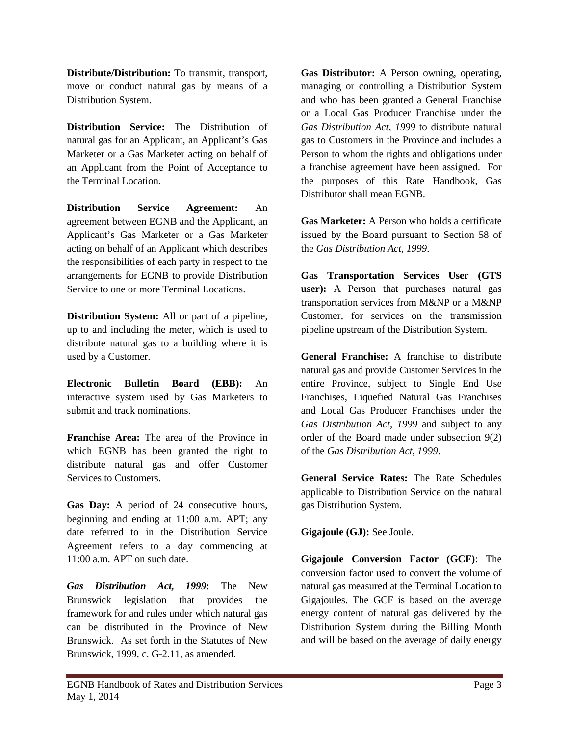**Distribute/Distribution:** To transmit, transport, move or conduct natural gas by means of a Distribution System.

**Distribution Service:** The Distribution of natural gas for an Applicant, an Applicant's Gas Marketer or a Gas Marketer acting on behalf of an Applicant from the Point of Acceptance to the Terminal Location.

**Distribution Service Agreement:** An agreement between EGNB and the Applicant, an Applicant's Gas Marketer or a Gas Marketer acting on behalf of an Applicant which describes the responsibilities of each party in respect to the arrangements for EGNB to provide Distribution Service to one or more Terminal Locations.

**Distribution System:** All or part of a pipeline, up to and including the meter, which is used to distribute natural gas to a building where it is used by a Customer.

**Electronic Bulletin Board (EBB):** An interactive system used by Gas Marketers to submit and track nominations.

**Franchise Area:** The area of the Province in which EGNB has been granted the right to distribute natural gas and offer Customer Services to Customers.

**Gas Day:** A period of 24 consecutive hours, beginning and ending at 11:00 a.m. APT; any date referred to in the Distribution Service Agreement refers to a day commencing at 11:00 a.m. APT on such date.

***Gas Distribution Act, 1999*:** The New Brunswick legislation that provides the framework for and rules under which natural gas can be distributed in the Province of New Brunswick. As set forth in the Statutes of New Brunswick, 1999, c. G-2.11, as amended.

**Gas Distributor:** A Person owning, operating, managing or controlling a Distribution System and who has been granted a General Franchise or a Local Gas Producer Franchise under the *Gas Distribution Act, 1999* to distribute natural gas to Customers in the Province and includes a Person to whom the rights and obligations under a franchise agreement have been assigned. For the purposes of this Rate Handbook, Gas Distributor shall mean EGNB.

**Gas Marketer:** A Person who holds a certificate issued by the Board pursuant to Section 58 of the *Gas Distribution Act, 1999*.

**Gas Transportation Services User (GTS user):** A Person that purchases natural gas transportation services from M&NP or a M&NP Customer, for services on the transmission pipeline upstream of the Distribution System.

**General Franchise:** A franchise to distribute natural gas and provide Customer Services in the entire Province, subject to Single End Use Franchises, Liquefied Natural Gas Franchises and Local Gas Producer Franchises under the *Gas Distribution Act, 1999* and subject to any order of the Board made under subsection 9(2) of the *Gas Distribution Act, 1999*.

**General Service Rates:** The Rate Schedules applicable to Distribution Service on the natural gas Distribution System.

**Gigajoule (GJ):** See Joule.

**Gigajoule Conversion Factor (GCF)**: The conversion factor used to convert the volume of natural gas measured at the Terminal Location to Gigajoules. The GCF is based on the average energy content of natural gas delivered by the Distribution System during the Billing Month and will be based on the average of daily energy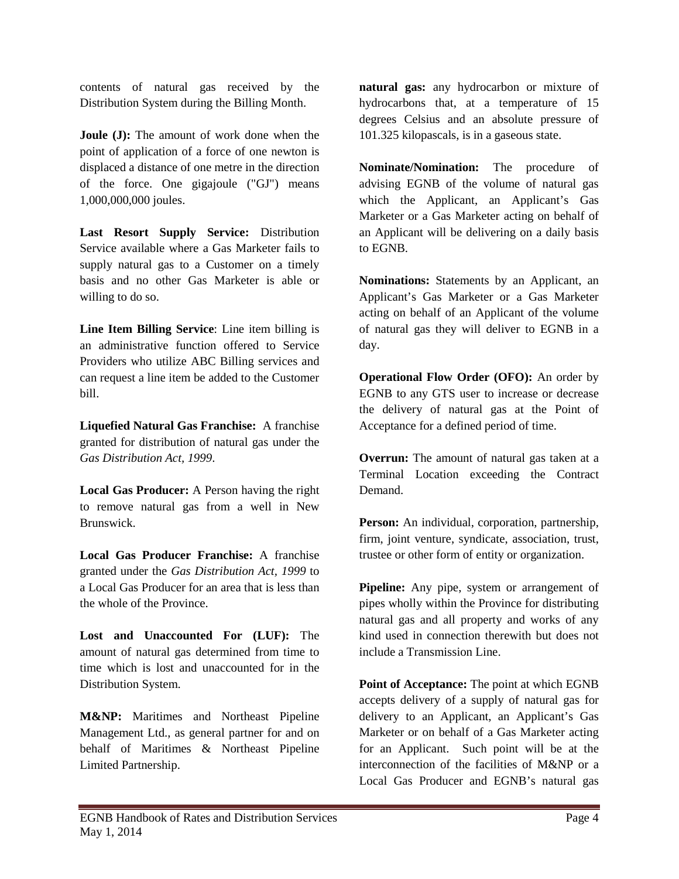contents of natural gas received by the Distribution System during the Billing Month.

**Joule (J):** The amount of work done when the point of application of a force of one newton is displaced a distance of one metre in the direction of the force. One gigajoule ("GJ") means 1,000,000,000 joules.

**Last Resort Supply Service:** Distribution Service available where a Gas Marketer fails to supply natural gas to a Customer on a timely basis and no other Gas Marketer is able or willing to do so.

**Line Item Billing Service**: Line item billing is an administrative function offered to Service Providers who utilize ABC Billing services and can request a line item be added to the Customer bill.

**Liquefied Natural Gas Franchise:** A franchise granted for distribution of natural gas under the *Gas Distribution Act, 1999*.

**Local Gas Producer:** A Person having the right to remove natural gas from a well in New Brunswick.

**Local Gas Producer Franchise:** A franchise granted under the *Gas Distribution Act, 1999* to a Local Gas Producer for an area that is less than the whole of the Province.

**Lost and Unaccounted For (LUF):** The amount of natural gas determined from time to time which is lost and unaccounted for in the Distribution System.

**M&NP:** Maritimes and Northeast Pipeline Management Ltd., as general partner for and on behalf of Maritimes & Northeast Pipeline Limited Partnership.

**natural gas:** any hydrocarbon or mixture of hydrocarbons that, at a temperature of 15 degrees Celsius and an absolute pressure of 101.325 kilopascals, is in a gaseous state.

**Nominate/Nomination:** The procedure of advising EGNB of the volume of natural gas which the Applicant, an Applicant's Gas Marketer or a Gas Marketer acting on behalf of an Applicant will be delivering on a daily basis to EGNB.

**Nominations:** Statements by an Applicant, an Applicant's Gas Marketer or a Gas Marketer acting on behalf of an Applicant of the volume of natural gas they will deliver to EGNB in a day.

**Operational Flow Order (OFO):** An order by EGNB to any GTS user to increase or decrease the delivery of natural gas at the Point of Acceptance for a defined period of time.

**Overrun:** The amount of natural gas taken at a Terminal Location exceeding the Contract Demand.

**Person:** An individual, corporation, partnership, firm, joint venture, syndicate, association, trust, trustee or other form of entity or organization.

**Pipeline:** Any pipe, system or arrangement of pipes wholly within the Province for distributing natural gas and all property and works of any kind used in connection therewith but does not include a Transmission Line.

**Point of Acceptance:** The point at which EGNB accepts delivery of a supply of natural gas for delivery to an Applicant, an Applicant's Gas Marketer or on behalf of a Gas Marketer acting for an Applicant. Such point will be at the interconnection of the facilities of M&NP or a Local Gas Producer and EGNB's natural gas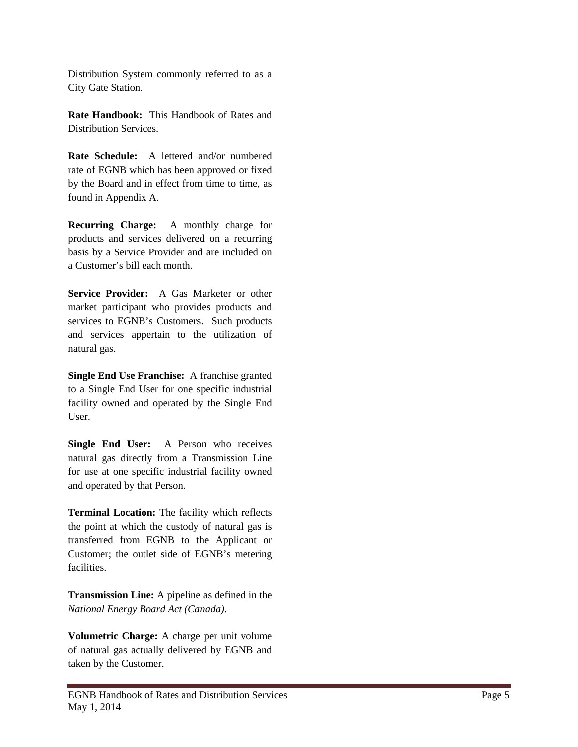Distribution System commonly referred to as a City Gate Station.

**Rate Handbook:** This Handbook of Rates and Distribution Services.

**Rate Schedule:** A lettered and/or numbered rate of EGNB which has been approved or fixed by the Board and in effect from time to time, as found in Appendix A.

**Recurring Charge:** A monthly charge for products and services delivered on a recurring basis by a Service Provider and are included on a Customer's bill each month.

**Service Provider:** A Gas Marketer or other market participant who provides products and services to EGNB's Customers. Such products and services appertain to the utilization of natural gas.

**Single End Use Franchise:** A franchise granted to a Single End User for one specific industrial facility owned and operated by the Single End User.

**Single End User:** A Person who receives natural gas directly from a Transmission Line for use at one specific industrial facility owned and operated by that Person.

**Terminal Location:** The facility which reflects the point at which the custody of natural gas is transferred from EGNB to the Applicant or Customer; the outlet side of EGNB's metering facilities.

**Transmission Line:** A pipeline as defined in the *National Energy Board Act (Canada)*.

**Volumetric Charge:** A charge per unit volume of natural gas actually delivered by EGNB and taken by the Customer.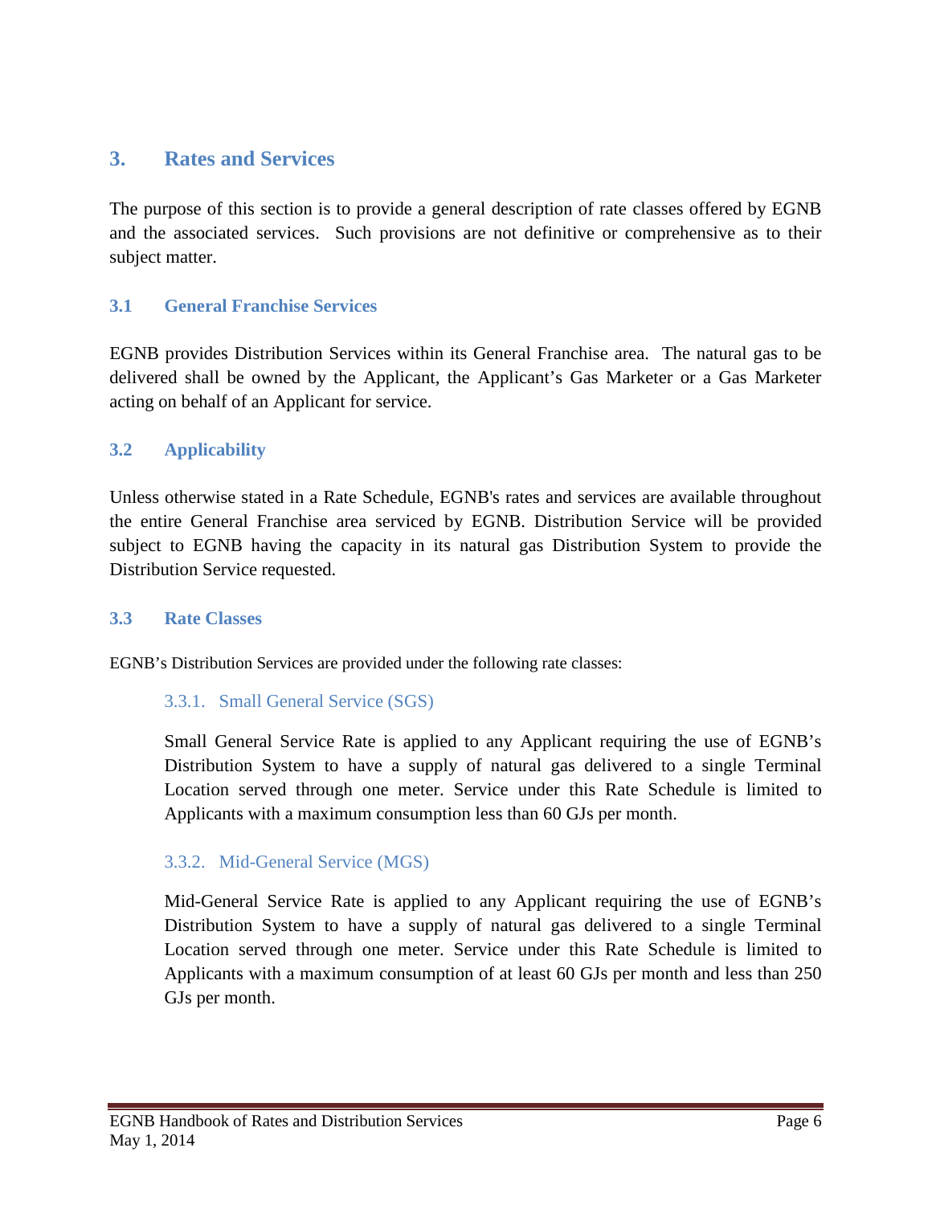## 3. Rates and Services

The purpose of this section is to provide a general description of rate classes offered by EGNB and the associated services. Such provisions are not definitive or comprehensive as to their subject matter.

### 3.1 General Franchise Services

EGNB provides Distribution Services within its General Franchise area. The natural gas to be delivered shall be owned by the Applicant, the Applicant's Gas Marketer or a Gas Marketer acting on behalf of an Applicant for service.

### 3.2 Applicability

Unless otherwise stated in a Rate Schedule, EGNB's rates and services are available throughout the entire General Franchise area serviced by EGNB. Distribution Service will be provided subject to EGNB having the capacity in its natural gas Distribution System to provide the Distribution Service requested.

### 3.3 Rate Classes

EGNB's Distribution Services are provided under the following rate classes:

#### 3.3.1. Small General Service (SGS)

Small General Service Rate is applied to any Applicant requiring the use of EGNB's Distribution System to have a supply of natural gas delivered to a single Terminal Location served through one meter. Service under this Rate Schedule is limited to Applicants with a maximum consumption less than 60 GJs per month.

#### 3.3.2. Mid-General Service (MGS)

Mid-General Service Rate is applied to any Applicant requiring the use of EGNB's Distribution System to have a supply of natural gas delivered to a single Terminal Location served through one meter. Service under this Rate Schedule is limited to Applicants with a maximum consumption of at least 60 GJs per month and less than 250 GJs per month.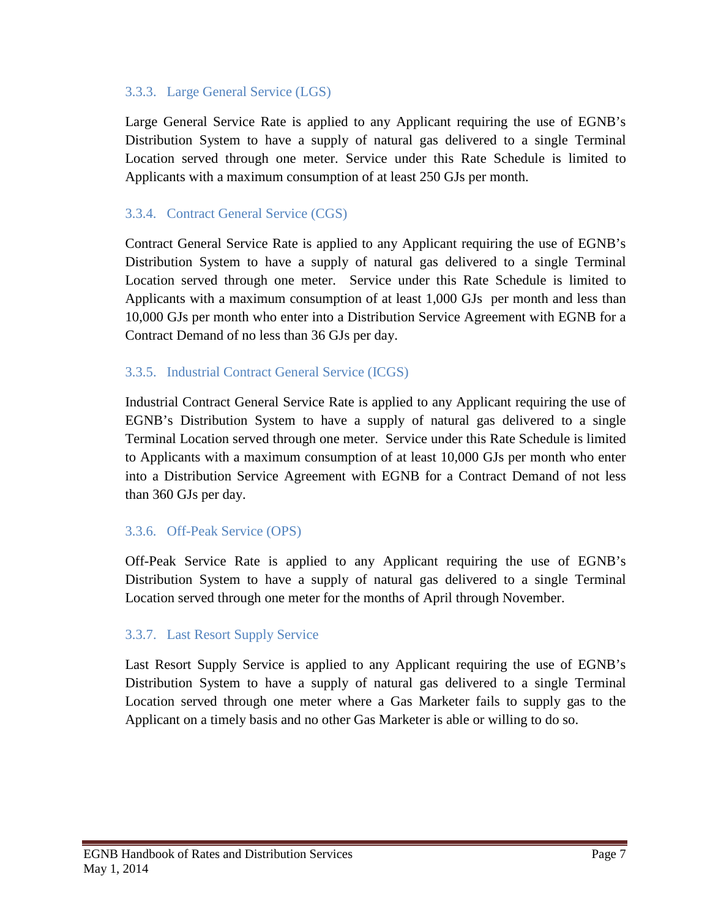### 3.3.3. Large General Service (LGS)

Large General Service Rate is applied to any Applicant requiring the use of EGNB's Distribution System to have a supply of natural gas delivered to a single Terminal Location served through one meter. Service under this Rate Schedule is limited to Applicants with a maximum consumption of at least 250 GJs per month.

### 3.3.4. Contract General Service (CGS)

Contract General Service Rate is applied to any Applicant requiring the use of EGNB's Distribution System to have a supply of natural gas delivered to a single Terminal Location served through one meter. Service under this Rate Schedule is limited to Applicants with a maximum consumption of at least 1,000 GJs per month and less than 10,000 GJs per month who enter into a Distribution Service Agreement with EGNB for a Contract Demand of no less than 36 GJs per day.

### 3.3.5. Industrial Contract General Service (ICGS)

Industrial Contract General Service Rate is applied to any Applicant requiring the use of EGNB's Distribution System to have a supply of natural gas delivered to a single Terminal Location served through one meter. Service under this Rate Schedule is limited to Applicants with a maximum consumption of at least 10,000 GJs per month who enter into a Distribution Service Agreement with EGNB for a Contract Demand of not less than 360 GJs per day.

### 3.3.6. Off-Peak Service (OPS)

Off-Peak Service Rate is applied to any Applicant requiring the use of EGNB's Distribution System to have a supply of natural gas delivered to a single Terminal Location served through one meter for the months of April through November.

### 3.3.7. Last Resort Supply Service

Last Resort Supply Service is applied to any Applicant requiring the use of EGNB's Distribution System to have a supply of natural gas delivered to a single Terminal Location served through one meter where a Gas Marketer fails to supply gas to the Applicant on a timely basis and no other Gas Marketer is able or willing to do so.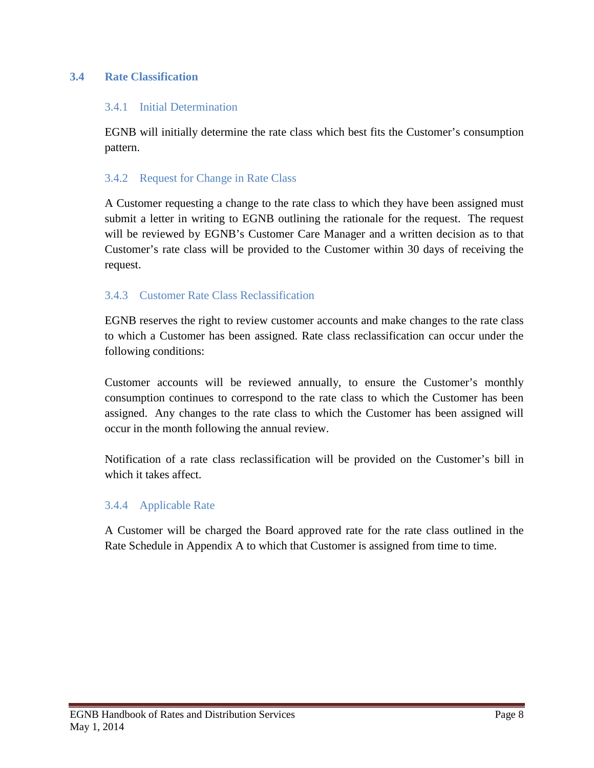## 3.4 Rate Classification

### 3.4.1 Initial Determination

EGNB will initially determine the rate class which best fits the Customer's consumption pattern.

### 3.4.2 Request for Change in Rate Class

A Customer requesting a change to the rate class to which they have been assigned must submit a letter in writing to EGNB outlining the rationale for the request. The request will be reviewed by EGNB's Customer Care Manager and a written decision as to that Customer's rate class will be provided to the Customer within 30 days of receiving the request.

### 3.4.3 Customer Rate Class Reclassification

EGNB reserves the right to review customer accounts and make changes to the rate class to which a Customer has been assigned. Rate class reclassification can occur under the following conditions:

Customer accounts will be reviewed annually, to ensure the Customer's monthly consumption continues to correspond to the rate class to which the Customer has been assigned. Any changes to the rate class to which the Customer has been assigned will occur in the month following the annual review.

Notification of a rate class reclassification will be provided on the Customer's bill in which it takes affect.

### 3.4.4 Applicable Rate

A Customer will be charged the Board approved rate for the rate class outlined in the Rate Schedule in Appendix A to which that Customer is assigned from time to time.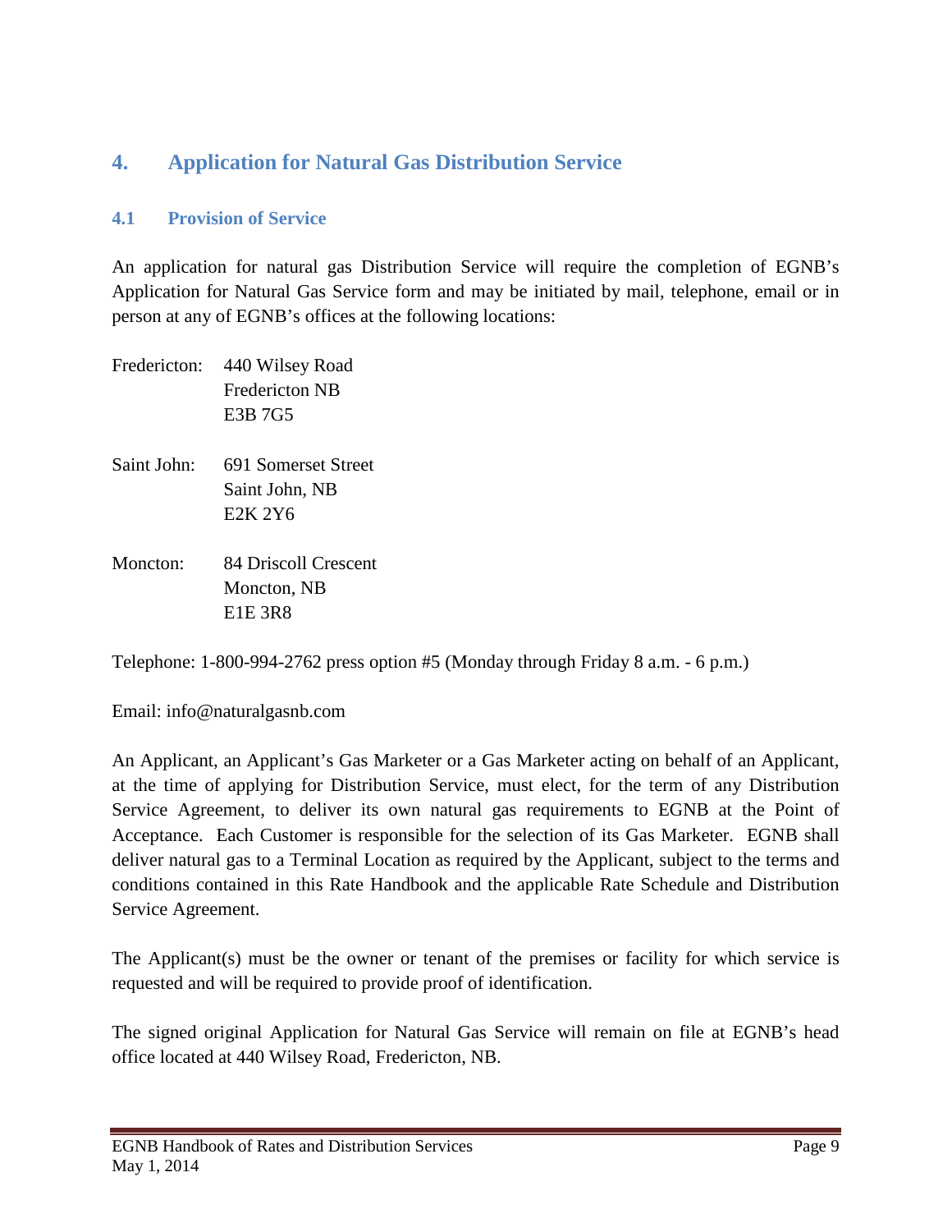## 4. Application for Natural Gas Distribution Service

### 4.1 Provision of Service

An application for natural gas Distribution Service will require the completion of EGNB's Application for Natural Gas Service form and may be initiated by mail, telephone, email or in person at any of EGNB's offices at the following locations:

Fredericton: 440 Wilsey Road
Fredericton NB
E3B 7G5

Saint John: 691 Somerset Street
Saint John, NB
E2K 2Y6

Moncton: 84 Driscoll Crescent
Moncton, NB
E1E 3R8

Telephone: 1-800-994-2762 press option #5 (Monday through Friday 8 a.m. - 6 p.m.)

Email: info@naturalgasnb.com

An Applicant, an Applicant's Gas Marketer or a Gas Marketer acting on behalf of an Applicant, at the time of applying for Distribution Service, must elect, for the term of any Distribution Service Agreement, to deliver its own natural gas requirements to EGNB at the Point of Acceptance. Each Customer is responsible for the selection of its Gas Marketer. EGNB shall deliver natural gas to a Terminal Location as required by the Applicant, subject to the terms and conditions contained in this Rate Handbook and the applicable Rate Schedule and Distribution Service Agreement.

The Applicant(s) must be the owner or tenant of the premises or facility for which service is requested and will be required to provide proof of identification.

The signed original Application for Natural Gas Service will remain on file at EGNB's head office located at 440 Wilsey Road, Fredericton, NB.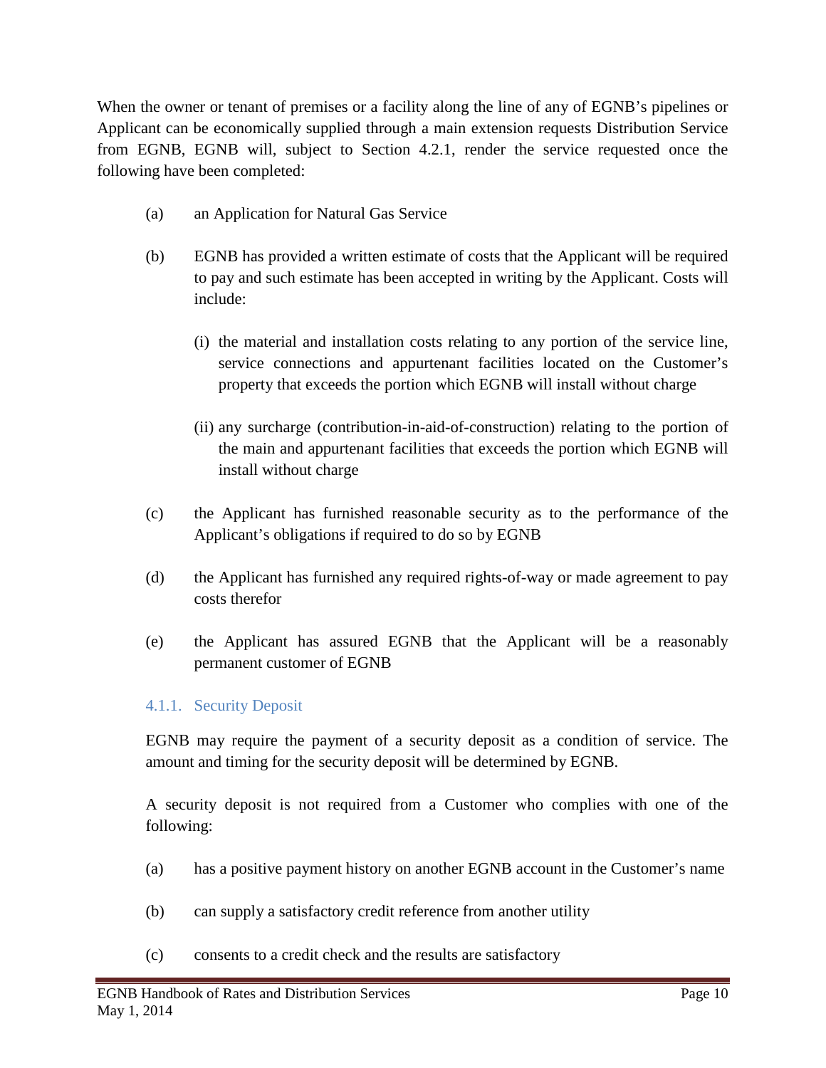When the owner or tenant of premises or a facility along the line of any of EGNB's pipelines or Applicant can be economically supplied through a main extension requests Distribution Service from EGNB, EGNB will, subject to Section 4.2.1, render the service requested once the following have been completed:

(a) an Application for Natural Gas Service

(b) EGNB has provided a written estimate of costs that the Applicant will be required to pay and such estimate has been accepted in writing by the Applicant. Costs will include:

   (i) the material and installation costs relating to any portion of the service line, service connections and appurtenant facilities located on the Customer's property that exceeds the portion which EGNB will install without charge

   (ii) any surcharge (contribution-in-aid-of-construction) relating to the portion of the main and appurtenant facilities that exceeds the portion which EGNB will install without charge

(c) the Applicant has furnished reasonable security as to the performance of the Applicant's obligations if required to do so by EGNB

(d) the Applicant has furnished any required rights-of-way or made agreement to pay costs therefor

(e) the Applicant has assured EGNB that the Applicant will be a reasonably permanent customer of EGNB

### 4.1.1. Security Deposit

EGNB may require the payment of a security deposit as a condition of service. The amount and timing for the security deposit will be determined by EGNB.

A security deposit is not required from a Customer who complies with one of the following:

(a) has a positive payment history on another EGNB account in the Customer's name

(b) can supply a satisfactory credit reference from another utility

(c) consents to a credit check and the results are satisfactory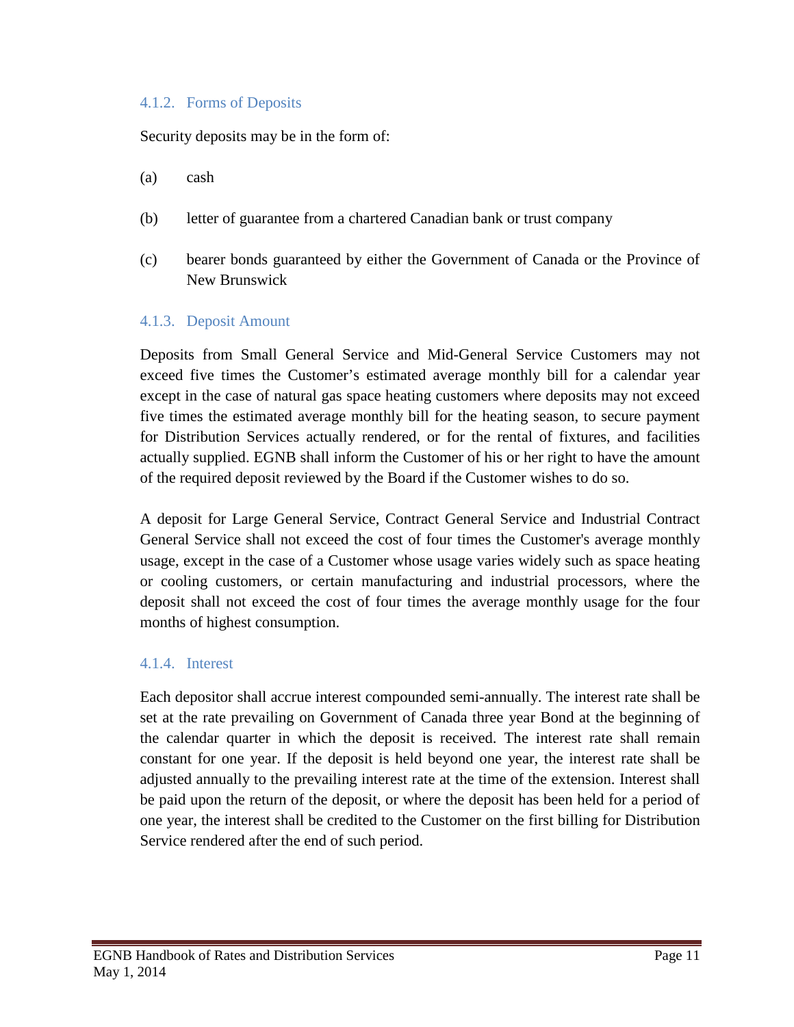#### 4.1.2. Forms of Deposits

Security deposits may be in the form of:

(a) cash

(b) letter of guarantee from a chartered Canadian bank or trust company

(c) bearer bonds guaranteed by either the Government of Canada or the Province of New Brunswick

#### 4.1.3. Deposit Amount

Deposits from Small General Service and Mid-General Service Customers may not exceed five times the Customer’s estimated average monthly bill for a calendar year except in the case of natural gas space heating customers where deposits may not exceed five times the estimated average monthly bill for the heating season, to secure payment for Distribution Services actually rendered, or for the rental of fixtures, and facilities actually supplied. EGNB shall inform the Customer of his or her right to have the amount of the required deposit reviewed by the Board if the Customer wishes to do so.

A deposit for Large General Service, Contract General Service and Industrial Contract General Service shall not exceed the cost of four times the Customer's average monthly usage, except in the case of a Customer whose usage varies widely such as space heating or cooling customers, or certain manufacturing and industrial processors, where the deposit shall not exceed the cost of four times the average monthly usage for the four months of highest consumption.

#### 4.1.4. Interest

Each depositor shall accrue interest compounded semi-annually. The interest rate shall be set at the rate prevailing on Government of Canada three year Bond at the beginning of the calendar quarter in which the deposit is received. The interest rate shall remain constant for one year. If the deposit is held beyond one year, the interest rate shall be adjusted annually to the prevailing interest rate at the time of the extension. Interest shall be paid upon the return of the deposit, or where the deposit has been held for a period of one year, the interest shall be credited to the Customer on the first billing for Distribution Service rendered after the end of such period.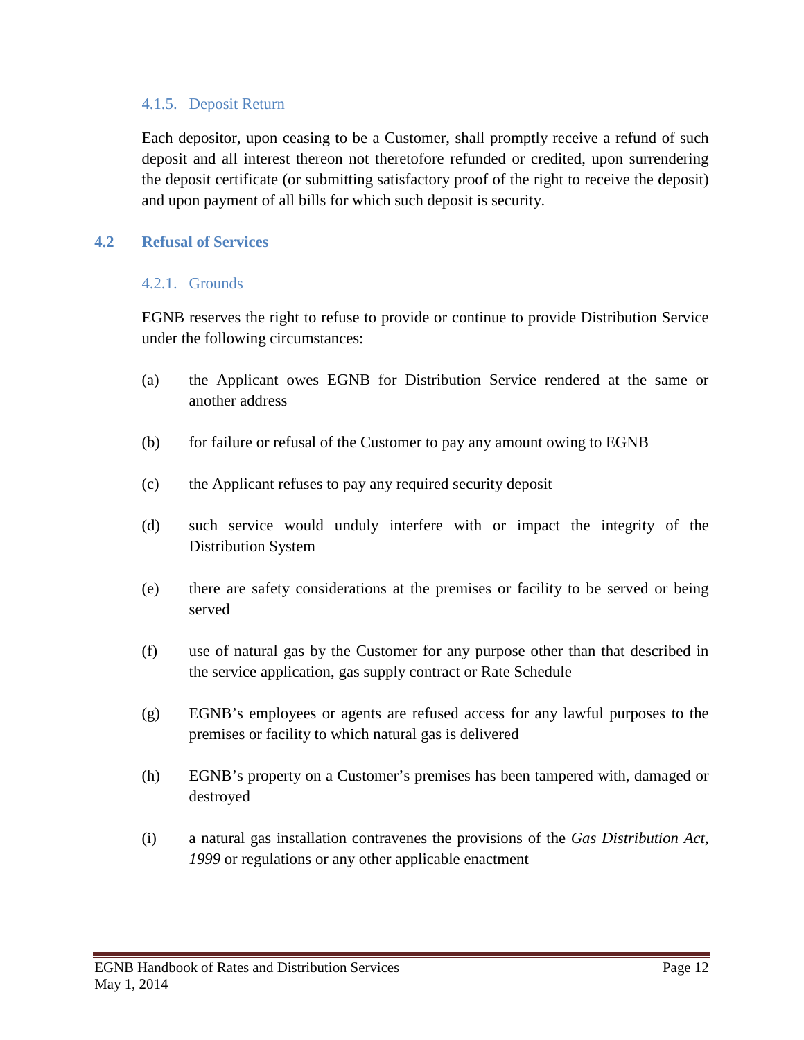#### 4.1.5. Deposit Return

Each depositor, upon ceasing to be a Customer, shall promptly receive a refund of such deposit and all interest thereon not theretofore refunded or credited, upon surrendering the deposit certificate (or submitting satisfactory proof of the right to receive the deposit) and upon payment of all bills for which such deposit is security.

### 4.2 Refusal of Services

#### 4.2.1. Grounds

EGNB reserves the right to refuse to provide or continue to provide Distribution Service under the following circumstances:

(a) the Applicant owes EGNB for Distribution Service rendered at the same or another address

(b) for failure or refusal of the Customer to pay any amount owing to EGNB

(c) the Applicant refuses to pay any required security deposit

(d) such service would unduly interfere with or impact the integrity of the Distribution System

(e) there are safety considerations at the premises or facility to be served or being served

(f) use of natural gas by the Customer for any purpose other than that described in the service application, gas supply contract or Rate Schedule

(g) EGNB's employees or agents are refused access for any lawful purposes to the premises or facility to which natural gas is delivered

(h) EGNB's property on a Customer's premises has been tampered with, damaged or destroyed

(i) a natural gas installation contravenes the provisions of the *Gas Distribution Act, 1999* or regulations or any other applicable enactment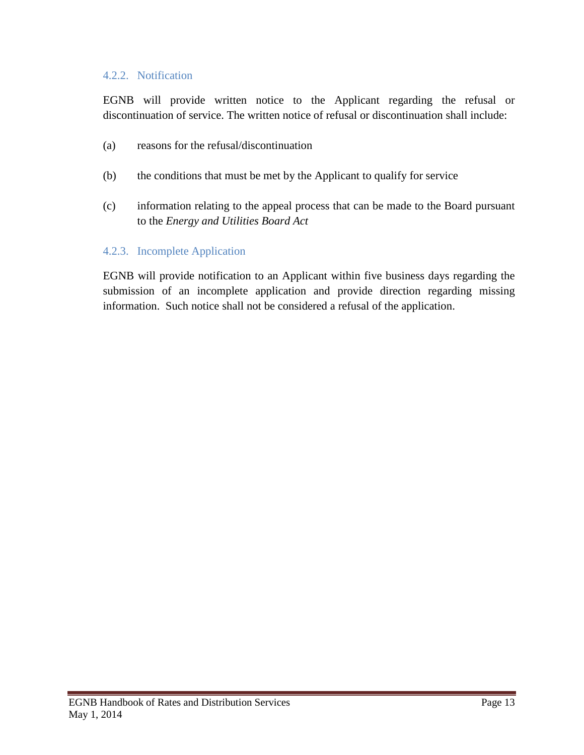#### 4.2.2. Notification

EGNB will provide written notice to the Applicant regarding the refusal or discontinuation of service. The written notice of refusal or discontinuation shall include:

(a) reasons for the refusal/discontinuation

(b) the conditions that must be met by the Applicant to qualify for service

(c) information relating to the appeal process that can be made to the Board pursuant to the *Energy and Utilities Board Act*

#### 4.2.3. Incomplete Application

EGNB will provide notification to an Applicant within five business days regarding the submission of an incomplete application and provide direction regarding missing information. Such notice shall not be considered a refusal of the application.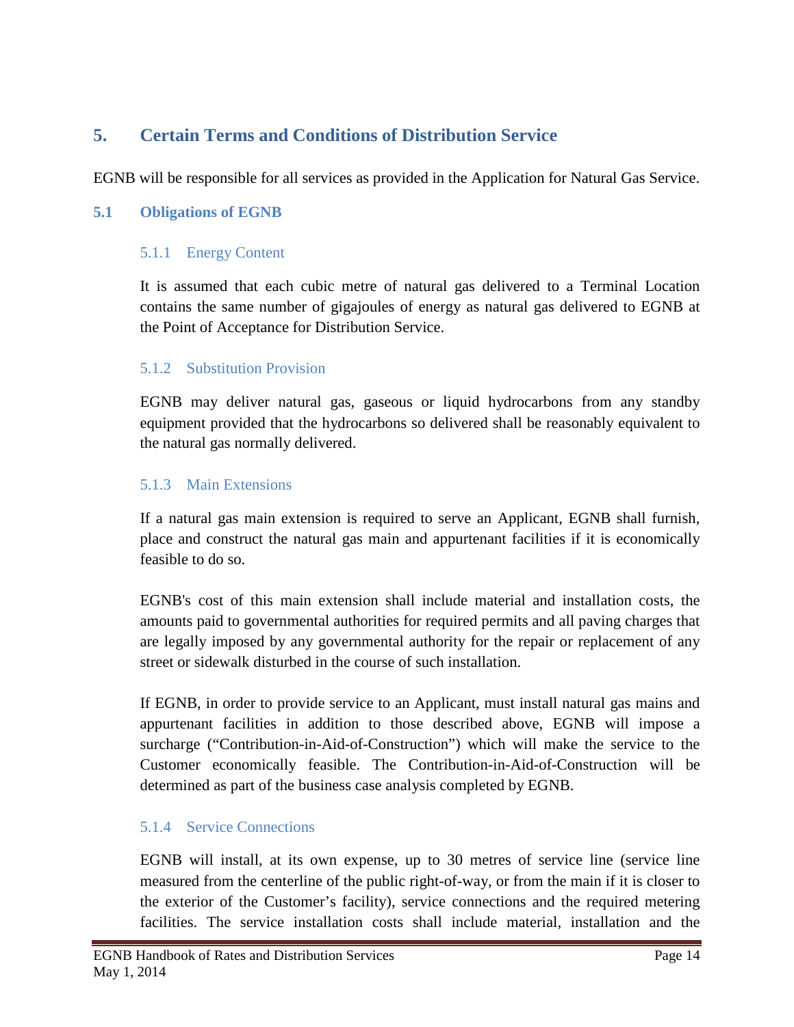## 5. Certain Terms and Conditions of Distribution Service

EGNB will be responsible for all services as provided in the Application for Natural Gas Service.

### 5.1 Obligations of EGNB

#### 5.1.1 Energy Content

It is assumed that each cubic metre of natural gas delivered to a Terminal Location contains the same number of gigajoules of energy as natural gas delivered to EGNB at the Point of Acceptance for Distribution Service.

#### 5.1.2 Substitution Provision

EGNB may deliver natural gas, gaseous or liquid hydrocarbons from any standby equipment provided that the hydrocarbons so delivered shall be reasonably equivalent to the natural gas normally delivered.

#### 5.1.3 Main Extensions

If a natural gas main extension is required to serve an Applicant, EGNB shall furnish, place and construct the natural gas main and appurtenant facilities if it is economically feasible to do so.

EGNB's cost of this main extension shall include material and installation costs, the amounts paid to governmental authorities for required permits and all paving charges that are legally imposed by any governmental authority for the repair or replacement of any street or sidewalk disturbed in the course of such installation.

If EGNB, in order to provide service to an Applicant, must install natural gas mains and appurtenant facilities in addition to those described above, EGNB will impose a surcharge ("Contribution-in-Aid-of-Construction") which will make the service to the Customer economically feasible. The Contribution-in-Aid-of-Construction will be determined as part of the business case analysis completed by EGNB.

#### 5.1.4 Service Connections

EGNB will install, at its own expense, up to 30 metres of service line (service line measured from the centerline of the public right-of-way, or from the main if it is closer to the exterior of the Customer's facility), service connections and the required metering facilities. The service installation costs shall include material, installation and the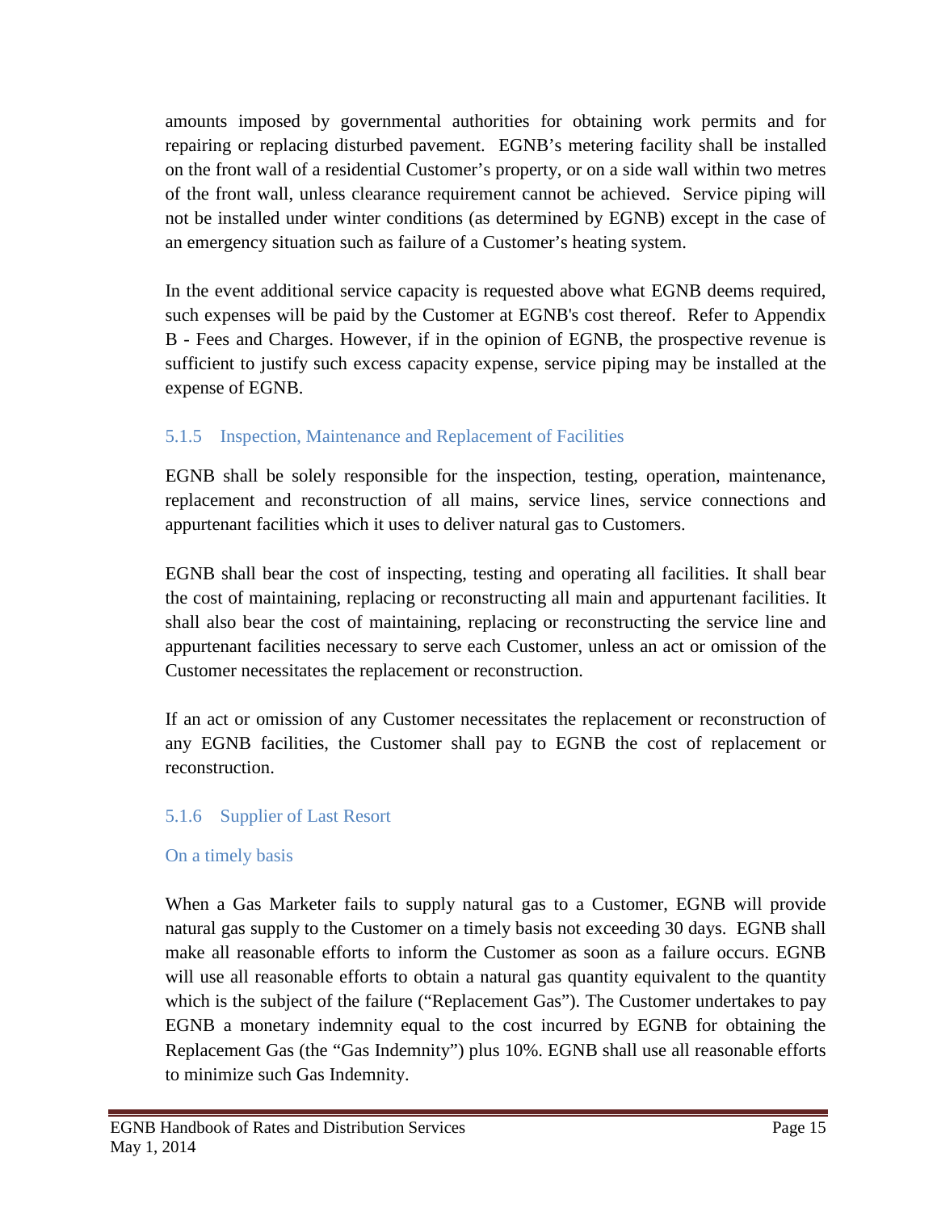amounts imposed by governmental authorities for obtaining work permits and for repairing or replacing disturbed pavement. EGNB's metering facility shall be installed on the front wall of a residential Customer's property, or on a side wall within two metres of the front wall, unless clearance requirement cannot be achieved. Service piping will not be installed under winter conditions (as determined by EGNB) except in the case of an emergency situation such as failure of a Customer's heating system.

In the event additional service capacity is requested above what EGNB deems required, such expenses will be paid by the Customer at EGNB's cost thereof. Refer to Appendix B - Fees and Charges. However, if in the opinion of EGNB, the prospective revenue is sufficient to justify such excess capacity expense, service piping may be installed at the expense of EGNB.

### 5.1.5 Inspection, Maintenance and Replacement of Facilities

EGNB shall be solely responsible for the inspection, testing, operation, maintenance, replacement and reconstruction of all mains, service lines, service connections and appurtenant facilities which it uses to deliver natural gas to Customers.

EGNB shall bear the cost of inspecting, testing and operating all facilities. It shall bear the cost of maintaining, replacing or reconstructing all main and appurtenant facilities. It shall also bear the cost of maintaining, replacing or reconstructing the service line and appurtenant facilities necessary to serve each Customer, unless an act or omission of the Customer necessitates the replacement or reconstruction.

If an act or omission of any Customer necessitates the replacement or reconstruction of any EGNB facilities, the Customer shall pay to EGNB the cost of replacement or reconstruction.

### 5.1.6 Supplier of Last Resort

#### On a timely basis

When a Gas Marketer fails to supply natural gas to a Customer, EGNB will provide natural gas supply to the Customer on a timely basis not exceeding 30 days. EGNB shall make all reasonable efforts to inform the Customer as soon as a failure occurs. EGNB will use all reasonable efforts to obtain a natural gas quantity equivalent to the quantity which is the subject of the failure ("Replacement Gas"). The Customer undertakes to pay EGNB a monetary indemnity equal to the cost incurred by EGNB for obtaining the Replacement Gas (the "Gas Indemnity") plus 10%. EGNB shall use all reasonable efforts to minimize such Gas Indemnity.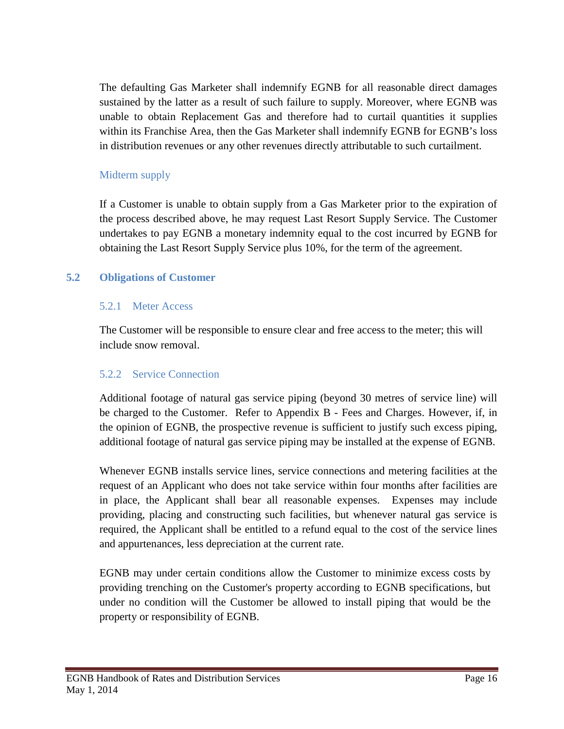The defaulting Gas Marketer shall indemnify EGNB for all reasonable direct damages sustained by the latter as a result of such failure to supply. Moreover, where EGNB was unable to obtain Replacement Gas and therefore had to curtail quantities it supplies within its Franchise Area, then the Gas Marketer shall indemnify EGNB for EGNB's loss in distribution revenues or any other revenues directly attributable to such curtailment.

#### Midterm supply

If a Customer is unable to obtain supply from a Gas Marketer prior to the expiration of the process described above, he may request Last Resort Supply Service. The Customer undertakes to pay EGNB a monetary indemnity equal to the cost incurred by EGNB for obtaining the Last Resort Supply Service plus 10%, for the term of the agreement.

## 5.2 Obligations of Customer

### 5.2.1 Meter Access

The Customer will be responsible to ensure clear and free access to the meter; this will include snow removal.

### 5.2.2 Service Connection

Additional footage of natural gas service piping (beyond 30 metres of service line) will be charged to the Customer. Refer to Appendix B - Fees and Charges. However, if, in the opinion of EGNB, the prospective revenue is sufficient to justify such excess piping, additional footage of natural gas service piping may be installed at the expense of EGNB.

Whenever EGNB installs service lines, service connections and metering facilities at the request of an Applicant who does not take service within four months after facilities are in place, the Applicant shall bear all reasonable expenses. Expenses may include providing, placing and constructing such facilities, but whenever natural gas service is required, the Applicant shall be entitled to a refund equal to the cost of the service lines and appurtenances, less depreciation at the current rate.

EGNB may under certain conditions allow the Customer to minimize excess costs by providing trenching on the Customer's property according to EGNB specifications, but under no condition will the Customer be allowed to install piping that would be the property or responsibility of EGNB.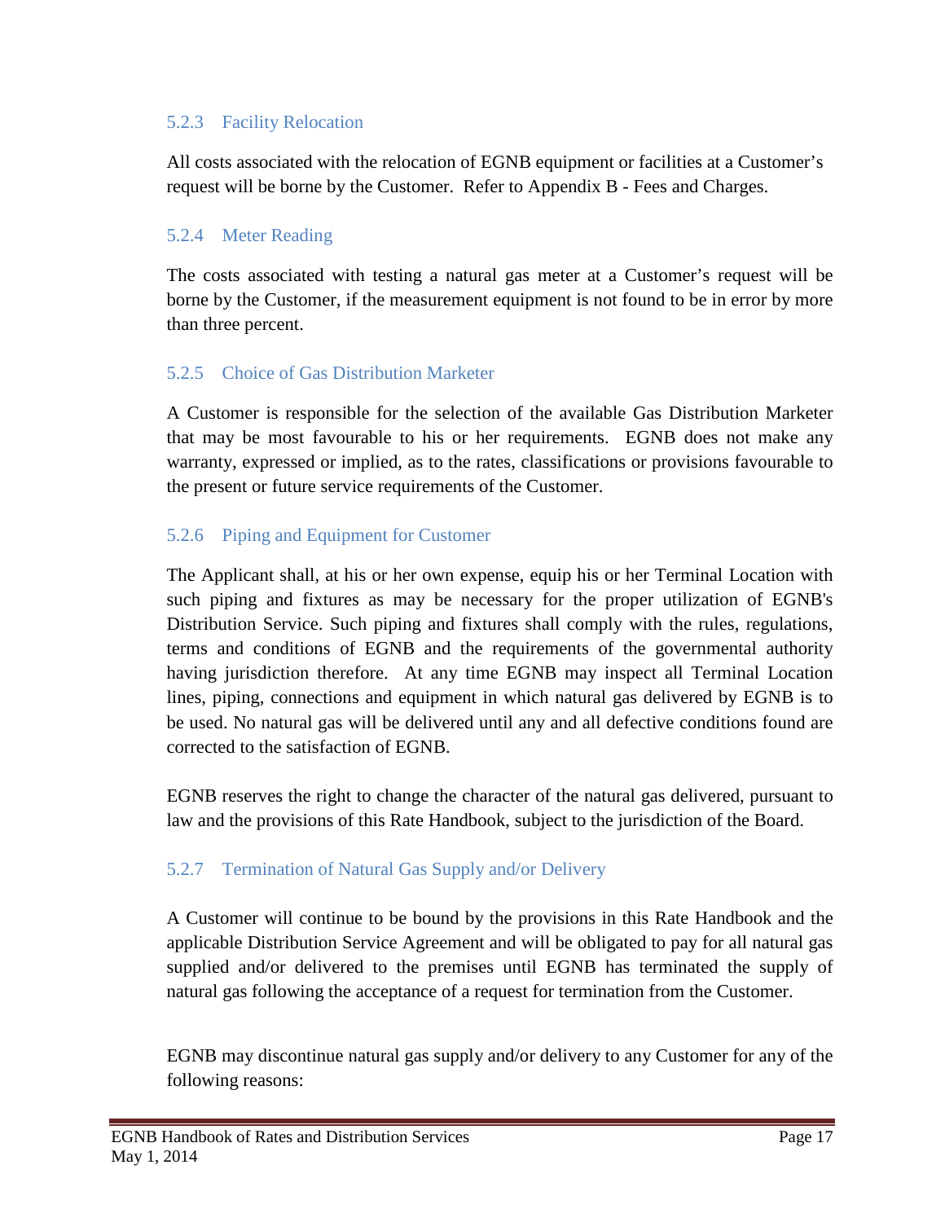### 5.2.3 Facility Relocation

All costs associated with the relocation of EGNB equipment or facilities at a Customer's request will be borne by the Customer. Refer to Appendix B - Fees and Charges.

### 5.2.4 Meter Reading

The costs associated with testing a natural gas meter at a Customer's request will be borne by the Customer, if the measurement equipment is not found to be in error by more than three percent.

### 5.2.5 Choice of Gas Distribution Marketer

A Customer is responsible for the selection of the available Gas Distribution Marketer that may be most favourable to his or her requirements. EGNB does not make any warranty, expressed or implied, as to the rates, classifications or provisions favourable to the present or future service requirements of the Customer.

### 5.2.6 Piping and Equipment for Customer

The Applicant shall, at his or her own expense, equip his or her Terminal Location with such piping and fixtures as may be necessary for the proper utilization of EGNB's Distribution Service. Such piping and fixtures shall comply with the rules, regulations, terms and conditions of EGNB and the requirements of the governmental authority having jurisdiction therefore. At any time EGNB may inspect all Terminal Location lines, piping, connections and equipment in which natural gas delivered by EGNB is to be used. No natural gas will be delivered until any and all defective conditions found are corrected to the satisfaction of EGNB.

EGNB reserves the right to change the character of the natural gas delivered, pursuant to law and the provisions of this Rate Handbook, subject to the jurisdiction of the Board.

### 5.2.7 Termination of Natural Gas Supply and/or Delivery

A Customer will continue to be bound by the provisions in this Rate Handbook and the applicable Distribution Service Agreement and will be obligated to pay for all natural gas supplied and/or delivered to the premises until EGNB has terminated the supply of natural gas following the acceptance of a request for termination from the Customer.

EGNB may discontinue natural gas supply and/or delivery to any Customer for any of the following reasons: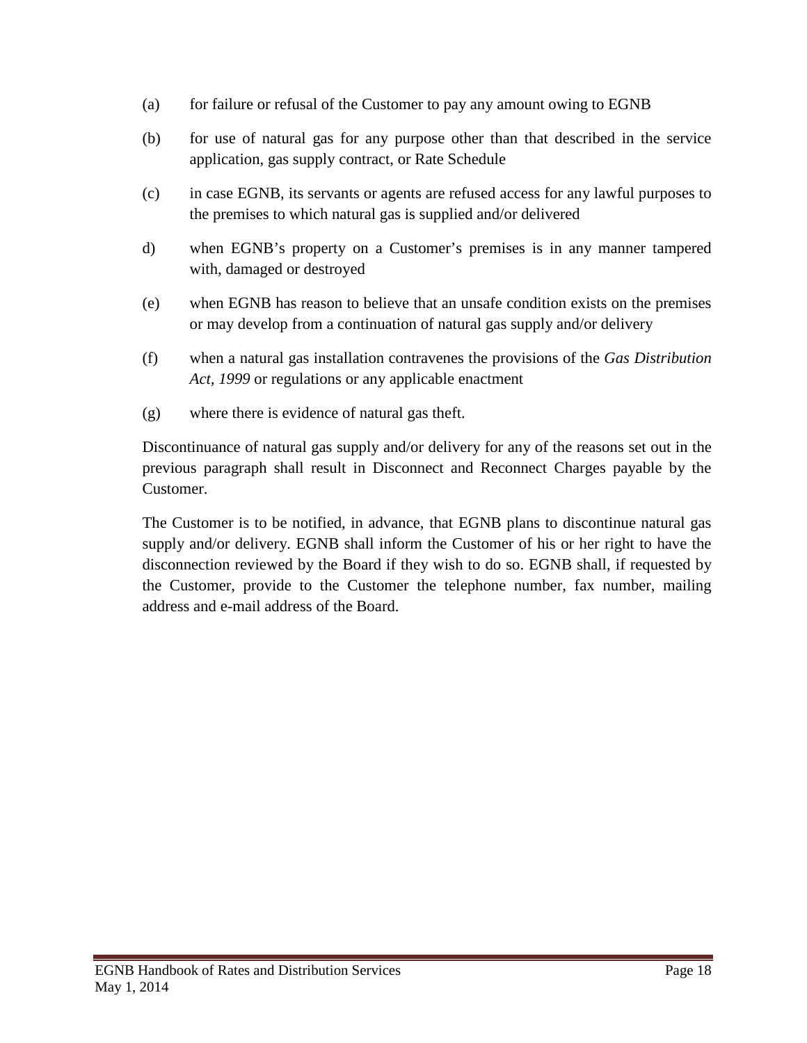(a) for failure or refusal of the Customer to pay any amount owing to EGNB

(b) for use of natural gas for any purpose other than that described in the service application, gas supply contract, or Rate Schedule

(c) in case EGNB, its servants or agents are refused access for any lawful purposes to the premises to which natural gas is supplied and/or delivered

d) when EGNB's property on a Customer's premises is in any manner tampered with, damaged or destroyed

(e) when EGNB has reason to believe that an unsafe condition exists on the premises or may develop from a continuation of natural gas supply and/or delivery

(f) when a natural gas installation contravenes the provisions of the *Gas Distribution Act, 1999* or regulations or any applicable enactment

(g) where there is evidence of natural gas theft.

Discontinuance of natural gas supply and/or delivery for any of the reasons set out in the previous paragraph shall result in Disconnect and Reconnect Charges payable by the Customer.

The Customer is to be notified, in advance, that EGNB plans to discontinue natural gas supply and/or delivery. EGNB shall inform the Customer of his or her right to have the disconnection reviewed by the Board if they wish to do so. EGNB shall, if requested by the Customer, provide to the Customer the telephone number, fax number, mailing address and e-mail address of the Board.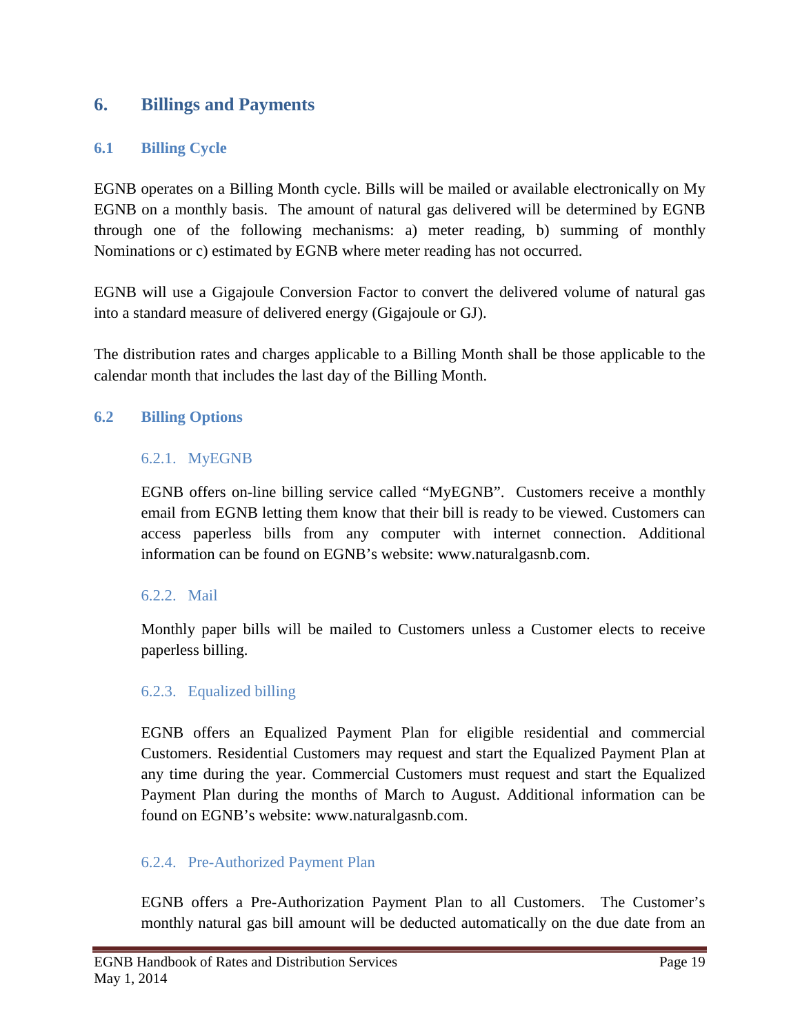# 6. Billings and Payments

## 6.1 Billing Cycle

EGNB operates on a Billing Month cycle. Bills will be mailed or available electronically on My EGNB on a monthly basis. The amount of natural gas delivered will be determined by EGNB through one of the following mechanisms: a) meter reading, b) summing of monthly Nominations or c) estimated by EGNB where meter reading has not occurred.

EGNB will use a Gigajoule Conversion Factor to convert the delivered volume of natural gas into a standard measure of delivered energy (Gigajoule or GJ).

The distribution rates and charges applicable to a Billing Month shall be those applicable to the calendar month that includes the last day of the Billing Month.

## 6.2 Billing Options

### 6.2.1. MyEGNB

EGNB offers on-line billing service called "MyEGNB". Customers receive a monthly email from EGNB letting them know that their bill is ready to be viewed. Customers can access paperless bills from any computer with internet connection. Additional information can be found on EGNB's website: www.naturalgasnb.com.

### 6.2.2. Mail

Monthly paper bills will be mailed to Customers unless a Customer elects to receive paperless billing.

### 6.2.3. Equalized billing

EGNB offers an Equalized Payment Plan for eligible residential and commercial Customers. Residential Customers may request and start the Equalized Payment Plan at any time during the year. Commercial Customers must request and start the Equalized Payment Plan during the months of March to August. Additional information can be found on EGNB's website: www.naturalgasnb.com.

### 6.2.4. Pre-Authorized Payment Plan

EGNB offers a Pre-Authorization Payment Plan to all Customers. The Customer's monthly natural gas bill amount will be deducted automatically on the due date from an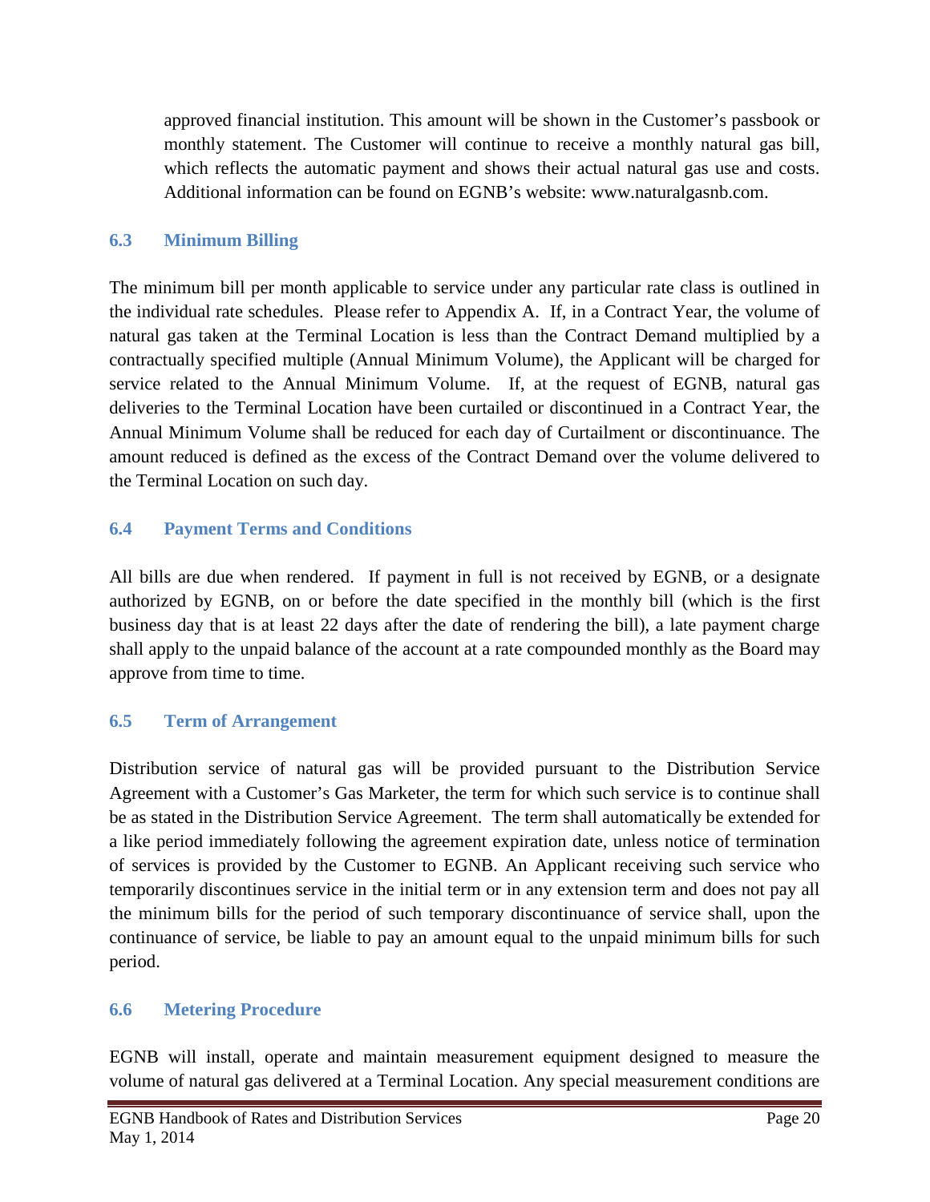approved financial institution. This amount will be shown in the Customer's passbook or monthly statement. The Customer will continue to receive a monthly natural gas bill, which reflects the automatic payment and shows their actual natural gas use and costs. Additional information can be found on EGNB's website: www.naturalgasnb.com.

### 6.3 Minimum Billing

The minimum bill per month applicable to service under any particular rate class is outlined in the individual rate schedules. Please refer to Appendix A. If, in a Contract Year, the volume of natural gas taken at the Terminal Location is less than the Contract Demand multiplied by a contractually specified multiple (Annual Minimum Volume), the Applicant will be charged for service related to the Annual Minimum Volume. If, at the request of EGNB, natural gas deliveries to the Terminal Location have been curtailed or discontinued in a Contract Year, the Annual Minimum Volume shall be reduced for each day of Curtailment or discontinuance. The amount reduced is defined as the excess of the Contract Demand over the volume delivered to the Terminal Location on such day.

### 6.4 Payment Terms and Conditions

All bills are due when rendered. If payment in full is not received by EGNB, or a designate authorized by EGNB, on or before the date specified in the monthly bill (which is the first business day that is at least 22 days after the date of rendering the bill), a late payment charge shall apply to the unpaid balance of the account at a rate compounded monthly as the Board may approve from time to time.

### 6.5 Term of Arrangement

Distribution service of natural gas will be provided pursuant to the Distribution Service Agreement with a Customer's Gas Marketer, the term for which such service is to continue shall be as stated in the Distribution Service Agreement. The term shall automatically be extended for a like period immediately following the agreement expiration date, unless notice of termination of services is provided by the Customer to EGNB. An Applicant receiving such service who temporarily discontinues service in the initial term or in any extension term and does not pay all the minimum bills for the period of such temporary discontinuance of service shall, upon the continuance of service, be liable to pay an amount equal to the unpaid minimum bills for such period.

### 6.6 Metering Procedure

EGNB will install, operate and maintain measurement equipment designed to measure the volume of natural gas delivered at a Terminal Location. Any special measurement conditions are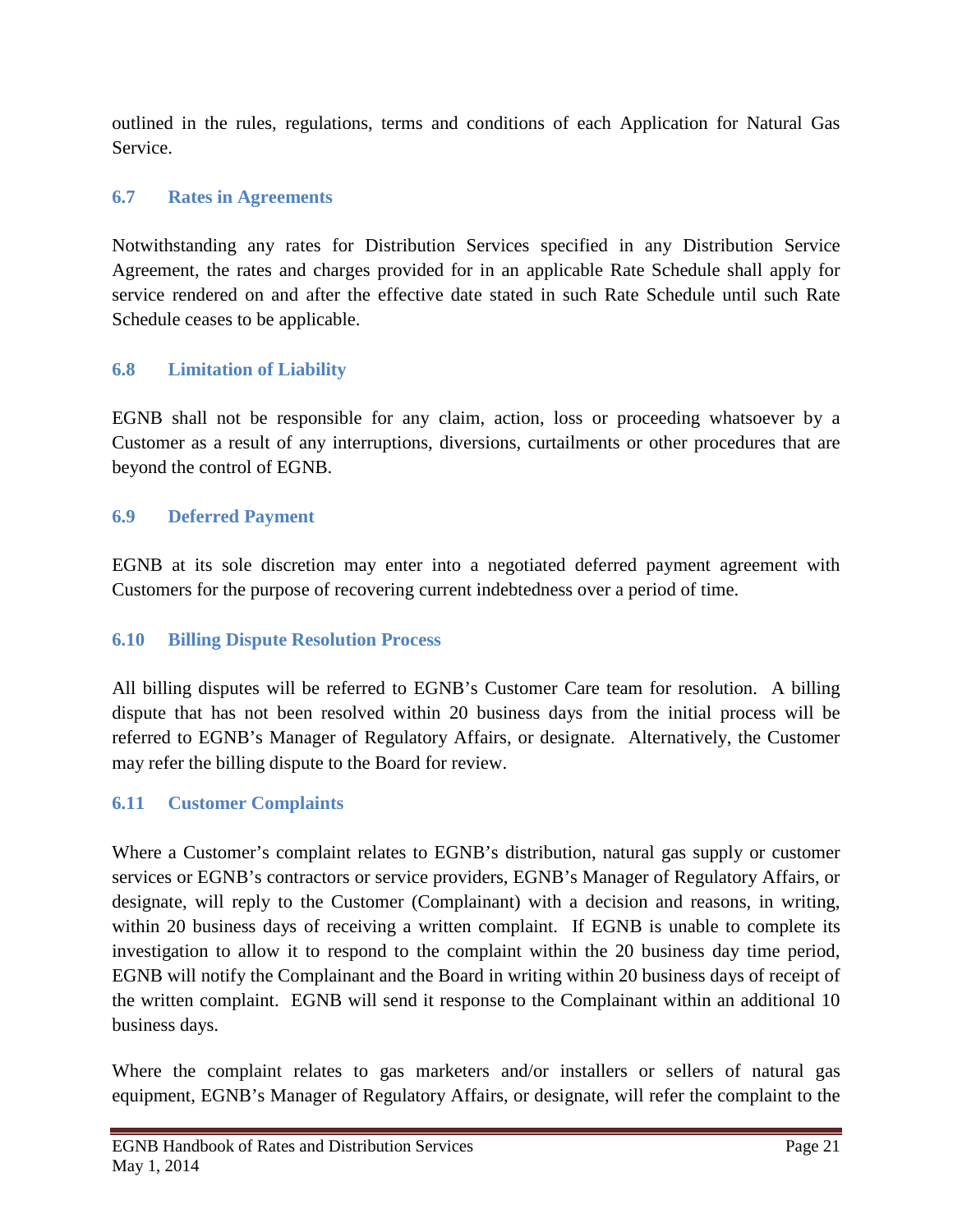outlined in the rules, regulations, terms and conditions of each Application for Natural Gas Service.

### 6.7 Rates in Agreements

Notwithstanding any rates for Distribution Services specified in any Distribution Service Agreement, the rates and charges provided for in an applicable Rate Schedule shall apply for service rendered on and after the effective date stated in such Rate Schedule until such Rate Schedule ceases to be applicable.

### 6.8 Limitation of Liability

EGNB shall not be responsible for any claim, action, loss or proceeding whatsoever by a Customer as a result of any interruptions, diversions, curtailments or other procedures that are beyond the control of EGNB.

### 6.9 Deferred Payment

EGNB at its sole discretion may enter into a negotiated deferred payment agreement with Customers for the purpose of recovering current indebtedness over a period of time.

### 6.10 Billing Dispute Resolution Process

All billing disputes will be referred to EGNB's Customer Care team for resolution. A billing dispute that has not been resolved within 20 business days from the initial process will be referred to EGNB's Manager of Regulatory Affairs, or designate. Alternatively, the Customer may refer the billing dispute to the Board for review.

### 6.11 Customer Complaints

Where a Customer's complaint relates to EGNB's distribution, natural gas supply or customer services or EGNB's contractors or service providers, EGNB's Manager of Regulatory Affairs, or designate, will reply to the Customer (Complainant) with a decision and reasons, in writing, within 20 business days of receiving a written complaint. If EGNB is unable to complete its investigation to allow it to respond to the complaint within the 20 business day time period, EGNB will notify the Complainant and the Board in writing within 20 business days of receipt of the written complaint. EGNB will send it response to the Complainant within an additional 10 business days.

Where the complaint relates to gas marketers and/or installers or sellers of natural gas equipment, EGNB's Manager of Regulatory Affairs, or designate, will refer the complaint to the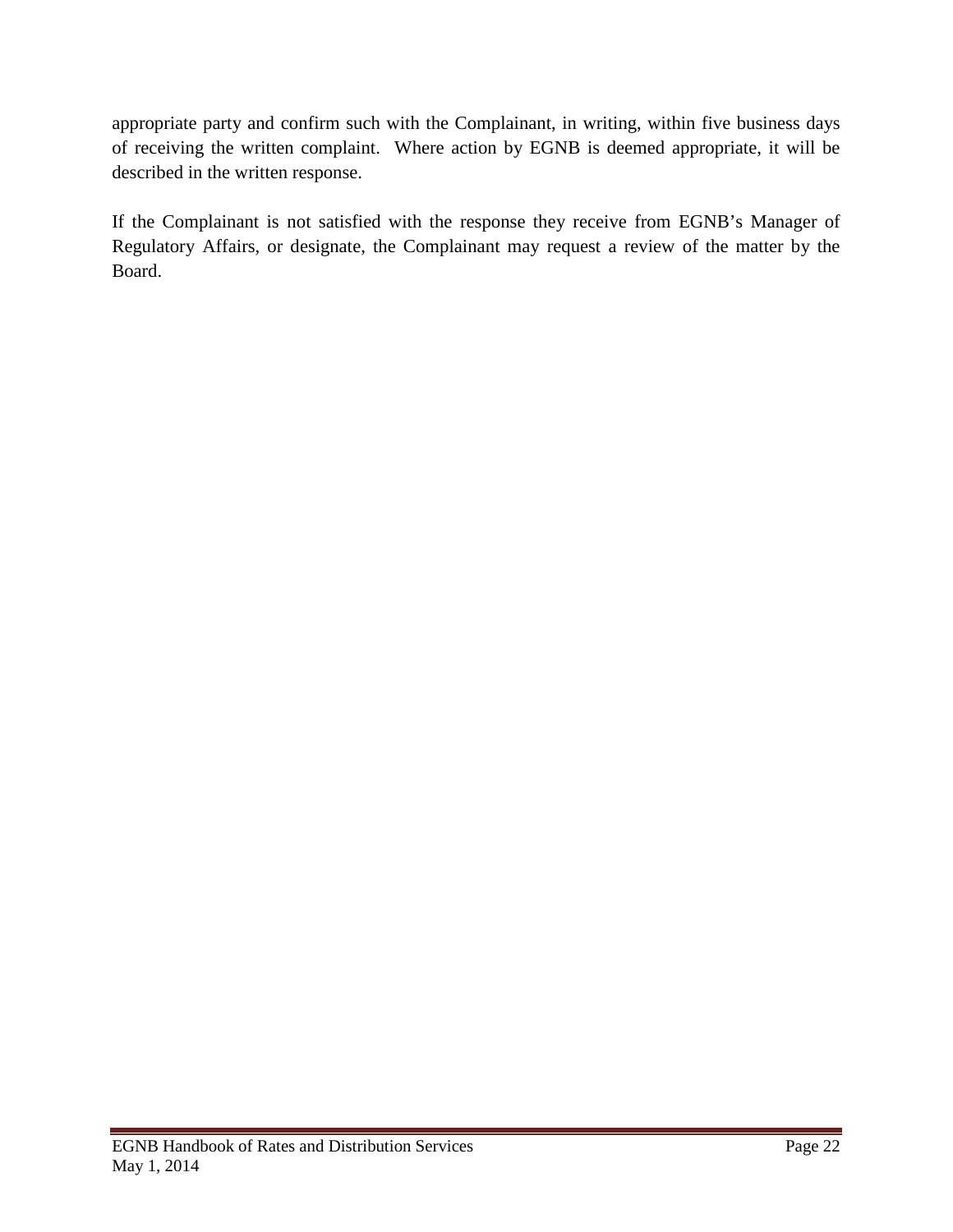appropriate party and confirm such with the Complainant, in writing, within five business days of receiving the written complaint. Where action by EGNB is deemed appropriate, it will be described in the written response.

If the Complainant is not satisfied with the response they receive from EGNB's Manager of Regulatory Affairs, or designate, the Complainant may request a review of the matter by the Board.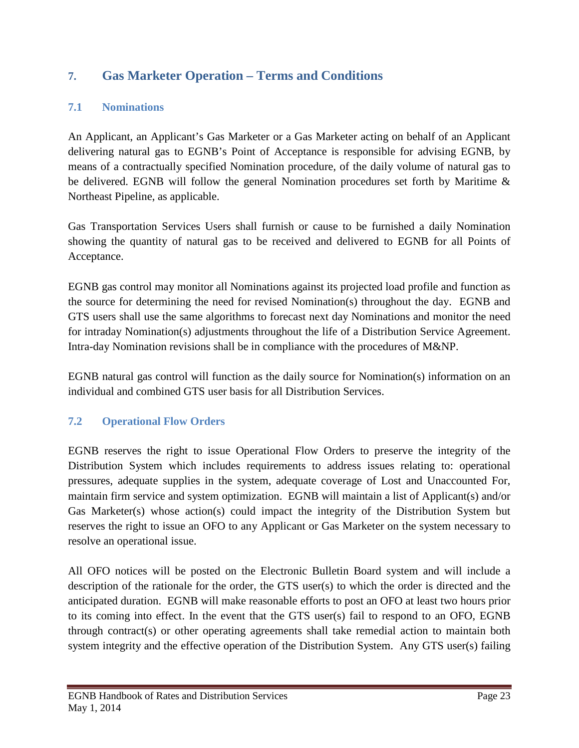# 7. Gas Marketer Operation – Terms and Conditions

## 7.1 Nominations

An Applicant, an Applicant's Gas Marketer or a Gas Marketer acting on behalf of an Applicant delivering natural gas to EGNB's Point of Acceptance is responsible for advising EGNB, by means of a contractually specified Nomination procedure, of the daily volume of natural gas to be delivered. EGNB will follow the general Nomination procedures set forth by Maritime & Northeast Pipeline, as applicable.

Gas Transportation Services Users shall furnish or cause to be furnished a daily Nomination showing the quantity of natural gas to be received and delivered to EGNB for all Points of Acceptance.

EGNB gas control may monitor all Nominations against its projected load profile and function as the source for determining the need for revised Nomination(s) throughout the day. EGNB and GTS users shall use the same algorithms to forecast next day Nominations and monitor the need for intraday Nomination(s) adjustments throughout the life of a Distribution Service Agreement. Intra-day Nomination revisions shall be in compliance with the procedures of M&NP.

EGNB natural gas control will function as the daily source for Nomination(s) information on an individual and combined GTS user basis for all Distribution Services.

## 7.2 Operational Flow Orders

EGNB reserves the right to issue Operational Flow Orders to preserve the integrity of the Distribution System which includes requirements to address issues relating to: operational pressures, adequate supplies in the system, adequate coverage of Lost and Unaccounted For, maintain firm service and system optimization. EGNB will maintain a list of Applicant(s) and/or Gas Marketer(s) whose action(s) could impact the integrity of the Distribution System but reserves the right to issue an OFO to any Applicant or Gas Marketer on the system necessary to resolve an operational issue.

All OFO notices will be posted on the Electronic Bulletin Board system and will include a description of the rationale for the order, the GTS user(s) to which the order is directed and the anticipated duration. EGNB will make reasonable efforts to post an OFO at least two hours prior to its coming into effect. In the event that the GTS user(s) fail to respond to an OFO, EGNB through contract(s) or other operating agreements shall take remedial action to maintain both system integrity and the effective operation of the Distribution System. Any GTS user(s) failing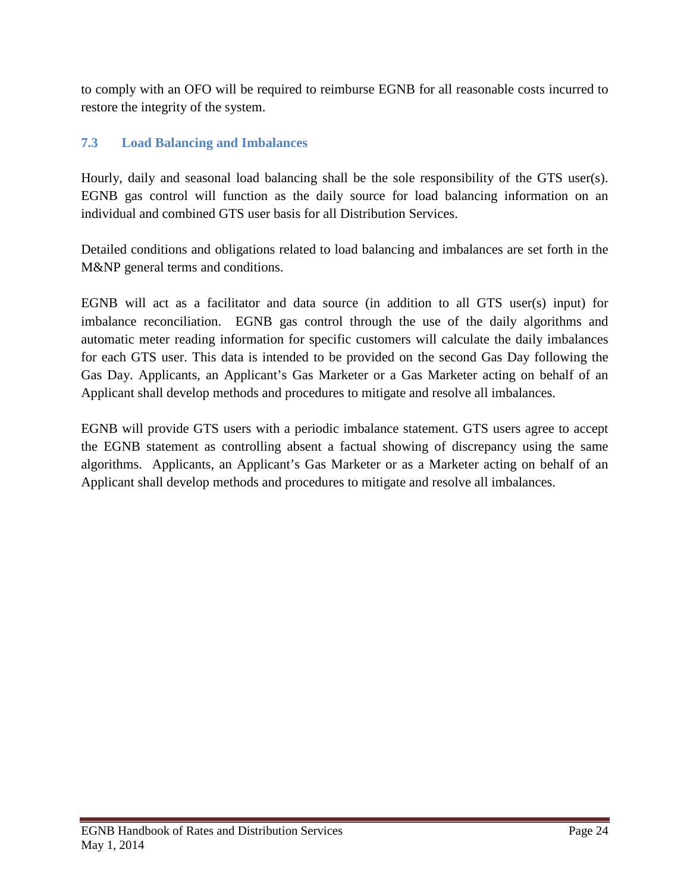to comply with an OFO will be required to reimburse EGNB for all reasonable costs incurred to restore the integrity of the system.

## 7.3 Load Balancing and Imbalances

Hourly, daily and seasonal load balancing shall be the sole responsibility of the GTS user(s). EGNB gas control will function as the daily source for load balancing information on an individual and combined GTS user basis for all Distribution Services.

Detailed conditions and obligations related to load balancing and imbalances are set forth in the M&NP general terms and conditions.

EGNB will act as a facilitator and data source (in addition to all GTS user(s) input) for imbalance reconciliation. EGNB gas control through the use of the daily algorithms and automatic meter reading information for specific customers will calculate the daily imbalances for each GTS user. This data is intended to be provided on the second Gas Day following the Gas Day. Applicants, an Applicant's Gas Marketer or a Gas Marketer acting on behalf of an Applicant shall develop methods and procedures to mitigate and resolve all imbalances.

EGNB will provide GTS users with a periodic imbalance statement. GTS users agree to accept the EGNB statement as controlling absent a factual showing of discrepancy using the same algorithms. Applicants, an Applicant's Gas Marketer or as a Marketer acting on behalf of an Applicant shall develop methods and procedures to mitigate and resolve all imbalances.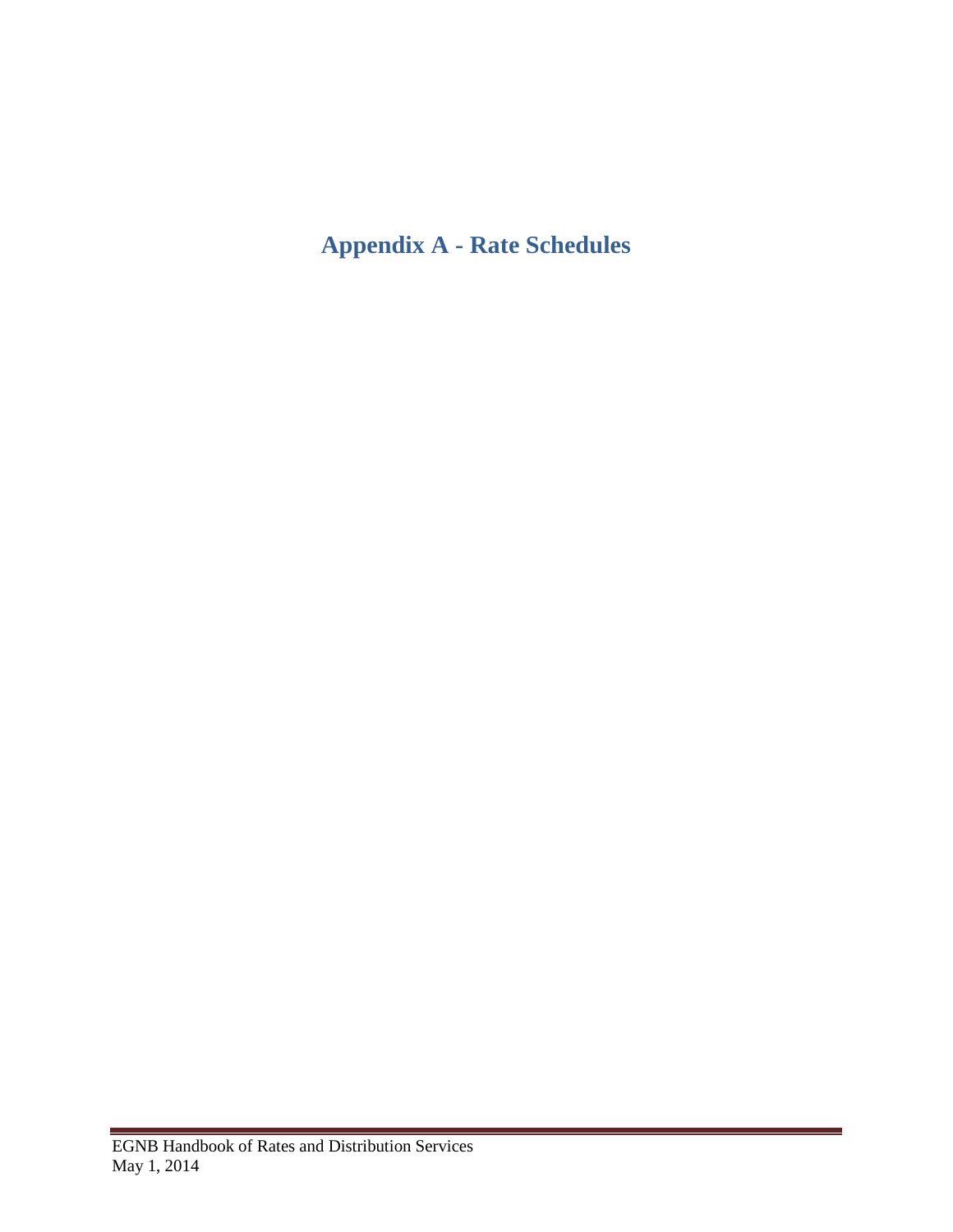# Appendix A - Rate Schedules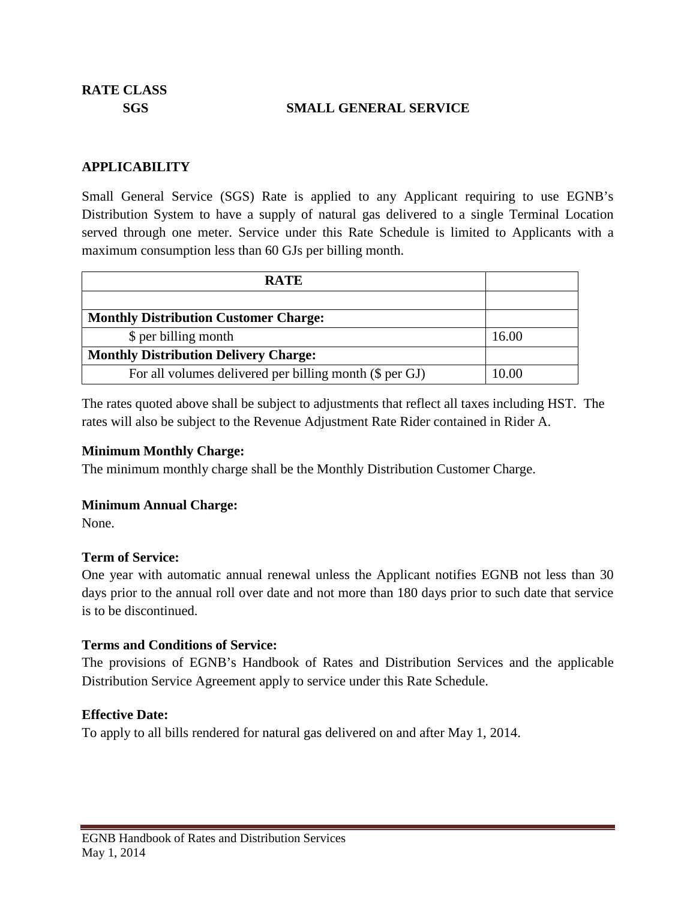**RATE CLASS**

**SGS** **SMALL GENERAL SERVICE**

## APPLICABILITY

Small General Service (SGS) Rate is applied to any Applicant requiring to use EGNB's Distribution System to have a supply of natural gas delivered to a single Terminal Location served through one meter. Service under this Rate Schedule is limited to Applicants with a maximum consumption less than 60 GJs per billing month.

| RATE | |
|---|---|
| | |
| **Monthly Distribution Customer Charge:** | |
| $ per billing month | 16.00 |
| **Monthly Distribution Delivery Charge:** | |
| For all volumes delivered per billing month ($ per GJ) | 10.00 |

The rates quoted above shall be subject to adjustments that reflect all taxes including HST. The rates will also be subject to the Revenue Adjustment Rate Rider contained in Rider A.

**Minimum Monthly Charge:**
The minimum monthly charge shall be the Monthly Distribution Customer Charge.

**Minimum Annual Charge:**
None.

**Term of Service:**
One year with automatic annual renewal unless the Applicant notifies EGNB not less than 30 days prior to the annual roll over date and not more than 180 days prior to such date that service is to be discontinued.

**Terms and Conditions of Service:**
The provisions of EGNB's Handbook of Rates and Distribution Services and the applicable Distribution Service Agreement apply to service under this Rate Schedule.

**Effective Date:**
To apply to all bills rendered for natural gas delivered on and after May 1, 2014.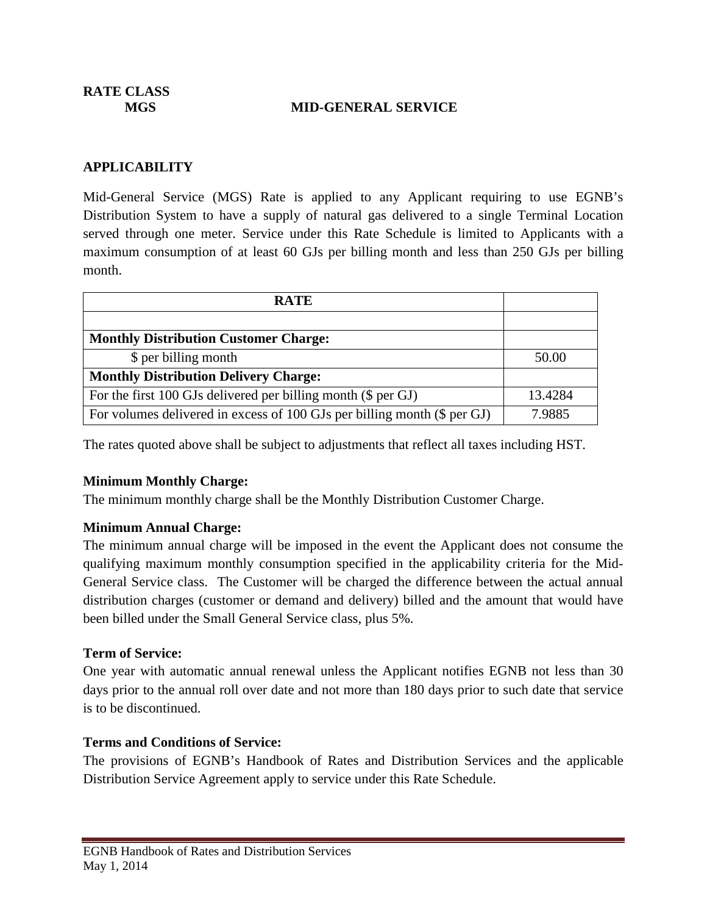**RATE CLASS**

**MGS** **MID-GENERAL SERVICE**

## APPLICABILITY

Mid-General Service (MGS) Rate is applied to any Applicant requiring to use EGNB's Distribution System to have a supply of natural gas delivered to a single Terminal Location served through one meter. Service under this Rate Schedule is limited to Applicants with a maximum consumption of at least 60 GJs per billing month and less than 250 GJs per billing month.

| RATE | |
|---|---|
| | |
| **Monthly Distribution Customer Charge:** | |
| $ per billing month | 50.00 |
| **Monthly Distribution Delivery Charge:** | |
| For the first 100 GJs delivered per billing month ($ per GJ) | 13.4284 |
| For volumes delivered in excess of 100 GJs per billing month ($ per GJ) | 7.9885 |

The rates quoted above shall be subject to adjustments that reflect all taxes including HST.

**Minimum Monthly Charge:**

The minimum monthly charge shall be the Monthly Distribution Customer Charge.

**Minimum Annual Charge:**

The minimum annual charge will be imposed in the event the Applicant does not consume the qualifying maximum monthly consumption specified in the applicability criteria for the Mid-General Service class. The Customer will be charged the difference between the actual annual distribution charges (customer or demand and delivery) billed and the amount that would have been billed under the Small General Service class, plus 5%.

**Term of Service:**

One year with automatic annual renewal unless the Applicant notifies EGNB not less than 30 days prior to the annual roll over date and not more than 180 days prior to such date that service is to be discontinued.

**Terms and Conditions of Service:**

The provisions of EGNB's Handbook of Rates and Distribution Services and the applicable Distribution Service Agreement apply to service under this Rate Schedule.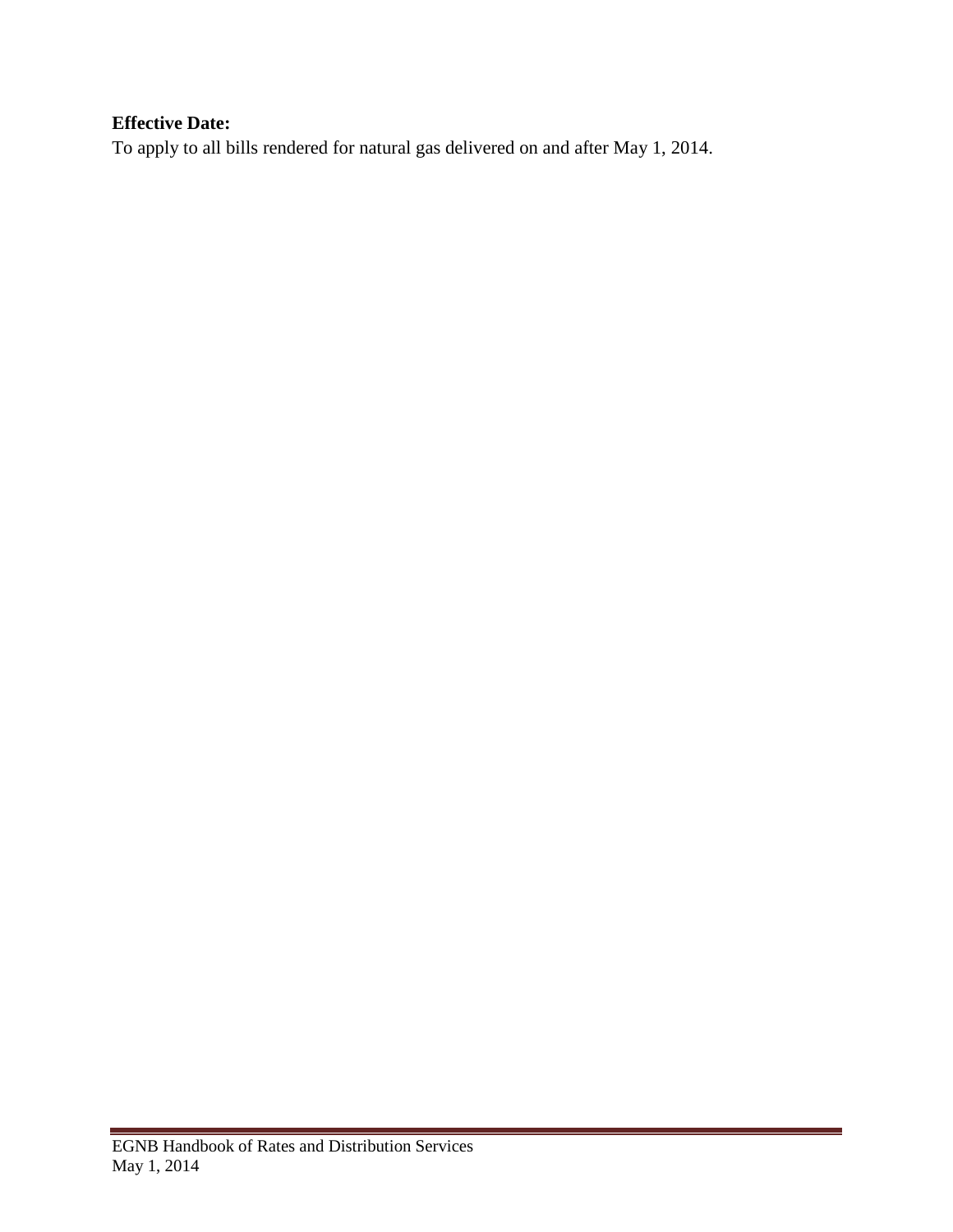**Effective Date:**

To apply to all bills rendered for natural gas delivered on and after May 1, 2014.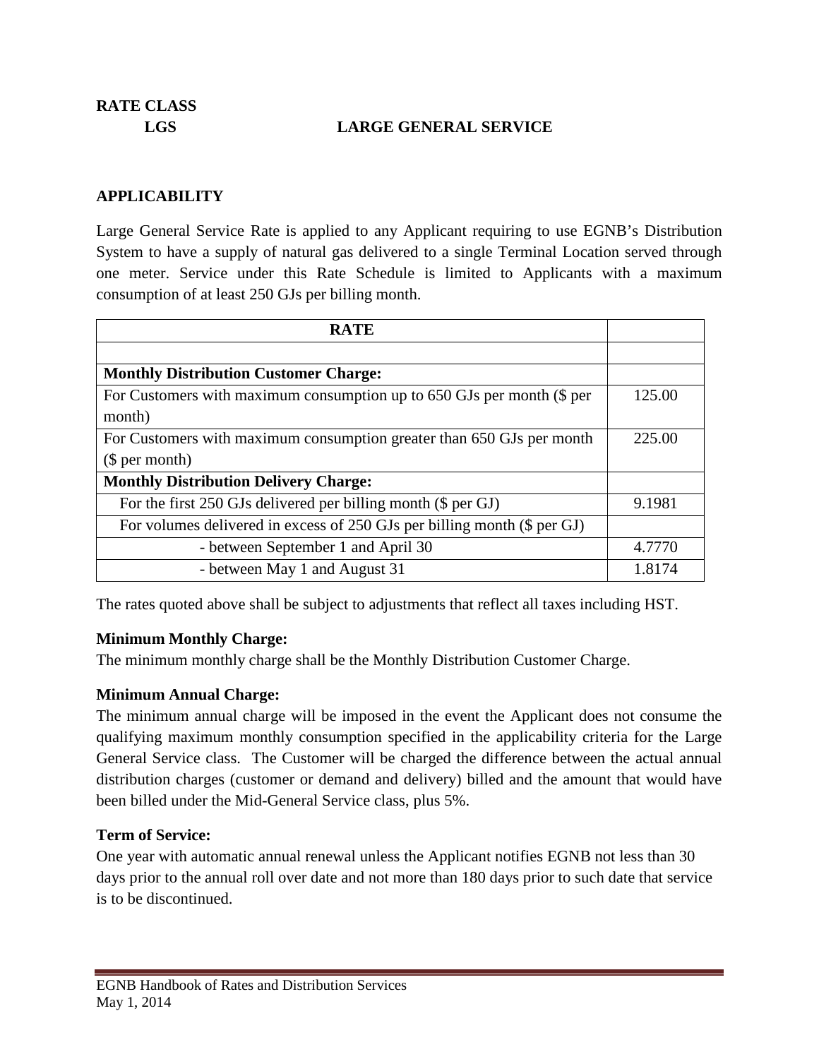**RATE CLASS**

**LGS LARGE GENERAL SERVICE**

## APPLICABILITY

Large General Service Rate is applied to any Applicant requiring to use EGNB's Distribution System to have a supply of natural gas delivered to a single Terminal Location served through one meter. Service under this Rate Schedule is limited to Applicants with a maximum consumption of at least 250 GJs per billing month.

| RATE | |
|---|---|
| | |
| **Monthly Distribution Customer Charge:** | |
| For Customers with maximum consumption up to 650 GJs per month ($ per month) | 125.00 |
| For Customers with maximum consumption greater than 650 GJs per month ($ per month) | 225.00 |
| **Monthly Distribution Delivery Charge:** | |
| For the first 250 GJs delivered per billing month ($ per GJ) | 9.1981 |
| For volumes delivered in excess of 250 GJs per billing month ($ per GJ) | |
| - between September 1 and April 30 | 4.7770 |
| - between May 1 and August 31 | 1.8174 |

The rates quoted above shall be subject to adjustments that reflect all taxes including HST.

**Minimum Monthly Charge:**
The minimum monthly charge shall be the Monthly Distribution Customer Charge.

**Minimum Annual Charge:**
The minimum annual charge will be imposed in the event the Applicant does not consume the qualifying maximum monthly consumption specified in the applicability criteria for the Large General Service class. The Customer will be charged the difference between the actual annual distribution charges (customer or demand and delivery) billed and the amount that would have been billed under the Mid-General Service class, plus 5%.

**Term of Service:**
One year with automatic annual renewal unless the Applicant notifies EGNB not less than 30 days prior to the annual roll over date and not more than 180 days prior to such date that service is to be discontinued.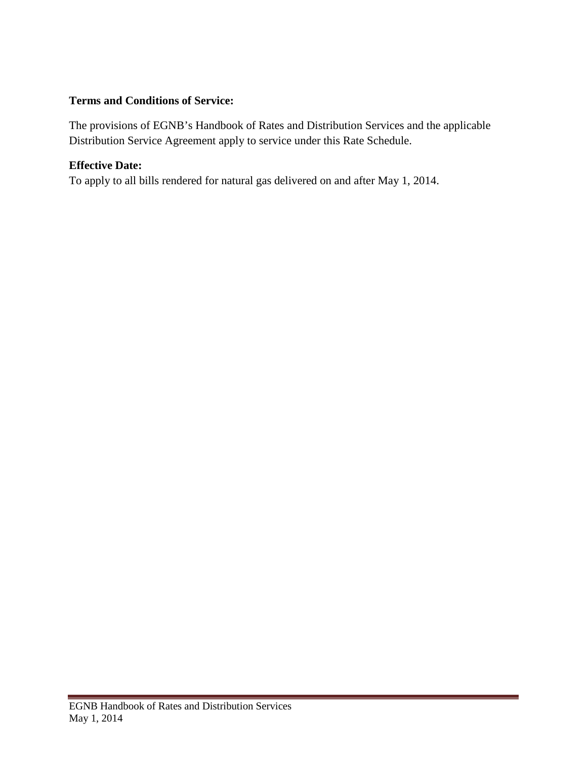**Terms and Conditions of Service:**

The provisions of EGNB's Handbook of Rates and Distribution Services and the applicable Distribution Service Agreement apply to service under this Rate Schedule.

**Effective Date:**

To apply to all bills rendered for natural gas delivered on and after May 1, 2014.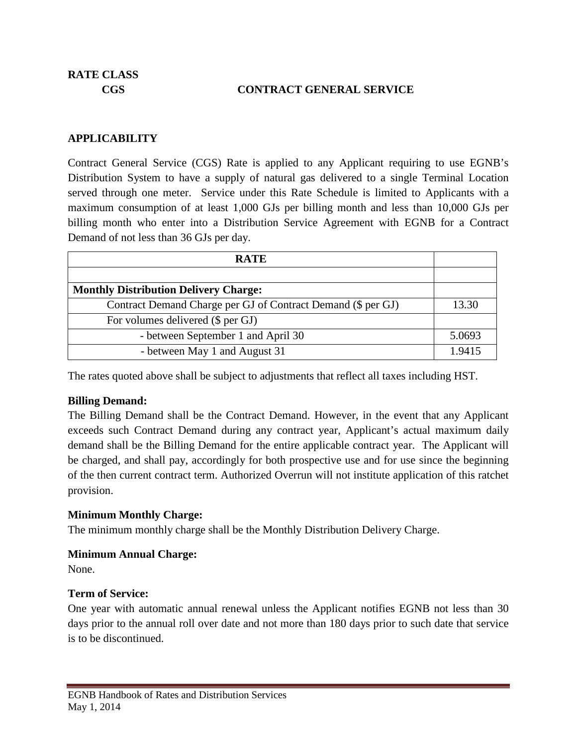**RATE CLASS**

**CGS CONTRACT GENERAL SERVICE**

**APPLICABILITY**

Contract General Service (CGS) Rate is applied to any Applicant requiring to use EGNB's Distribution System to have a supply of natural gas delivered to a single Terminal Location served through one meter. Service under this Rate Schedule is limited to Applicants with a maximum consumption of at least 1,000 GJs per billing month and less than 10,000 GJs per billing month who enter into a Distribution Service Agreement with EGNB for a Contract Demand of not less than 36 GJs per day.

| **RATE** | |
|---|---|
| | |
| **Monthly Distribution Delivery Charge:** | |
| Contract Demand Charge per GJ of Contract Demand ($ per GJ) | 13.30 |
| For volumes delivered ($ per GJ) | |
| - between September 1 and April 30 | 5.0693 |
| - between May 1 and August 31 | 1.9415 |

The rates quoted above shall be subject to adjustments that reflect all taxes including HST.

**Billing Demand:**
The Billing Demand shall be the Contract Demand. However, in the event that any Applicant exceeds such Contract Demand during any contract year, Applicant's actual maximum daily demand shall be the Billing Demand for the entire applicable contract year. The Applicant will be charged, and shall pay, accordingly for both prospective use and for use since the beginning of the then current contract term. Authorized Overrun will not institute application of this ratchet provision.

**Minimum Monthly Charge:**
The minimum monthly charge shall be the Monthly Distribution Delivery Charge.

**Minimum Annual Charge:**
None.

**Term of Service:**
One year with automatic annual renewal unless the Applicant notifies EGNB not less than 30 days prior to the annual roll over date and not more than 180 days prior to such date that service is to be discontinued.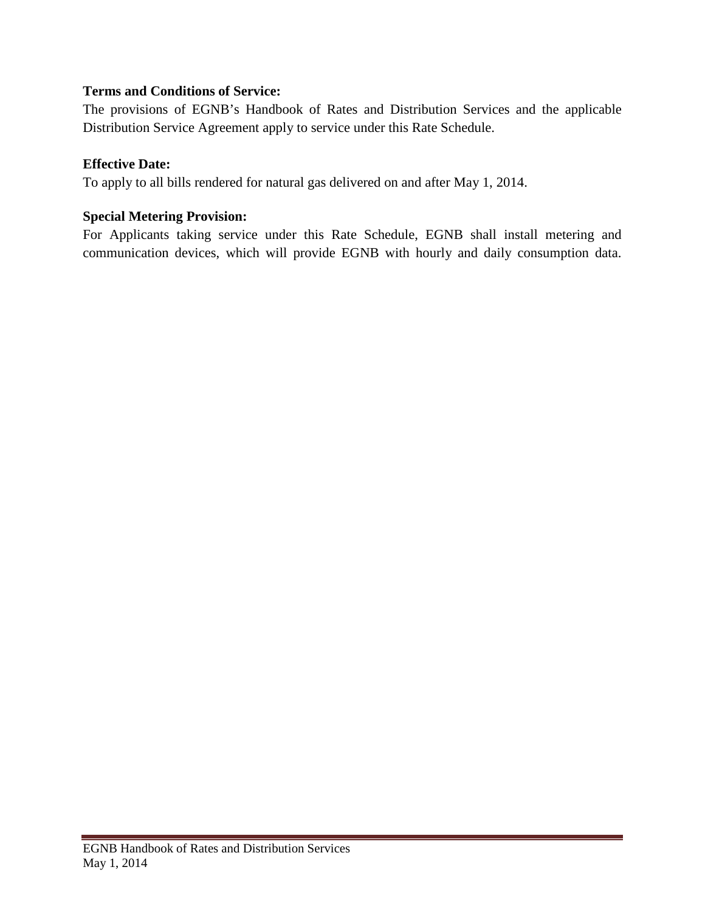**Terms and Conditions of Service:**

The provisions of EGNB's Handbook of Rates and Distribution Services and the applicable Distribution Service Agreement apply to service under this Rate Schedule.

**Effective Date:**

To apply to all bills rendered for natural gas delivered on and after May 1, 2014.

**Special Metering Provision:**

For Applicants taking service under this Rate Schedule, EGNB shall install metering and communication devices, which will provide EGNB with hourly and daily consumption data.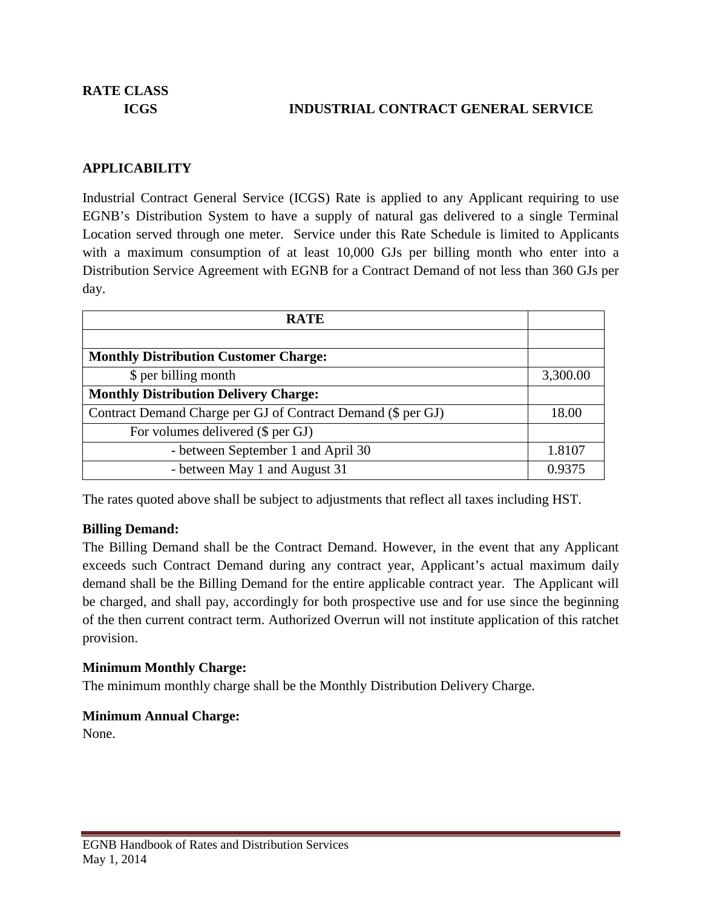**RATE CLASS**

**ICGS INDUSTRIAL CONTRACT GENERAL SERVICE**

## APPLICABILITY

Industrial Contract General Service (ICGS) Rate is applied to any Applicant requiring to use EGNB's Distribution System to have a supply of natural gas delivered to a single Terminal Location served through one meter. Service under this Rate Schedule is limited to Applicants with a maximum consumption of at least 10,000 GJs per billing month who enter into a Distribution Service Agreement with EGNB for a Contract Demand of not less than 360 GJs per day.

| RATE | |
|---|---|
| | |
| **Monthly Distribution Customer Charge:** | |
| $ per billing month | 3,300.00 |
| **Monthly Distribution Delivery Charge:** | |
| Contract Demand Charge per GJ of Contract Demand ($ per GJ) | 18.00 |
| For volumes delivered ($ per GJ) | |
| - between September 1 and April 30 | 1.8107 |
| - between May 1 and August 31 | 0.9375 |

The rates quoted above shall be subject to adjustments that reflect all taxes including HST.

**Billing Demand:**
The Billing Demand shall be the Contract Demand. However, in the event that any Applicant exceeds such Contract Demand during any contract year, Applicant's actual maximum daily demand shall be the Billing Demand for the entire applicable contract year. The Applicant will be charged, and shall pay, accordingly for both prospective use and for use since the beginning of the then current contract term. Authorized Overrun will not institute application of this ratchet provision.

**Minimum Monthly Charge:**
The minimum monthly charge shall be the Monthly Distribution Delivery Charge.

**Minimum Annual Charge:**
None.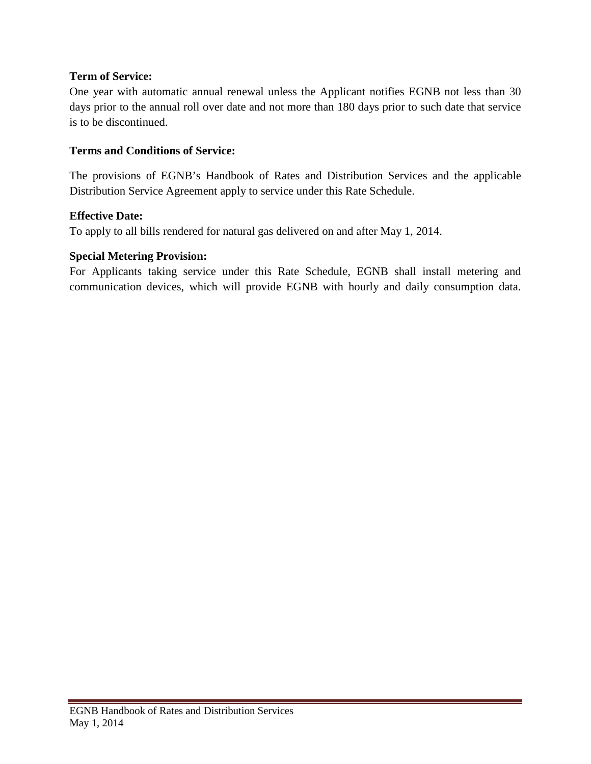**Term of Service:**

One year with automatic annual renewal unless the Applicant notifies EGNB not less than 30 days prior to the annual roll over date and not more than 180 days prior to such date that service is to be discontinued.

**Terms and Conditions of Service:**

The provisions of EGNB's Handbook of Rates and Distribution Services and the applicable Distribution Service Agreement apply to service under this Rate Schedule.

**Effective Date:**

To apply to all bills rendered for natural gas delivered on and after May 1, 2014.

**Special Metering Provision:**

For Applicants taking service under this Rate Schedule, EGNB shall install metering and communication devices, which will provide EGNB with hourly and daily consumption data.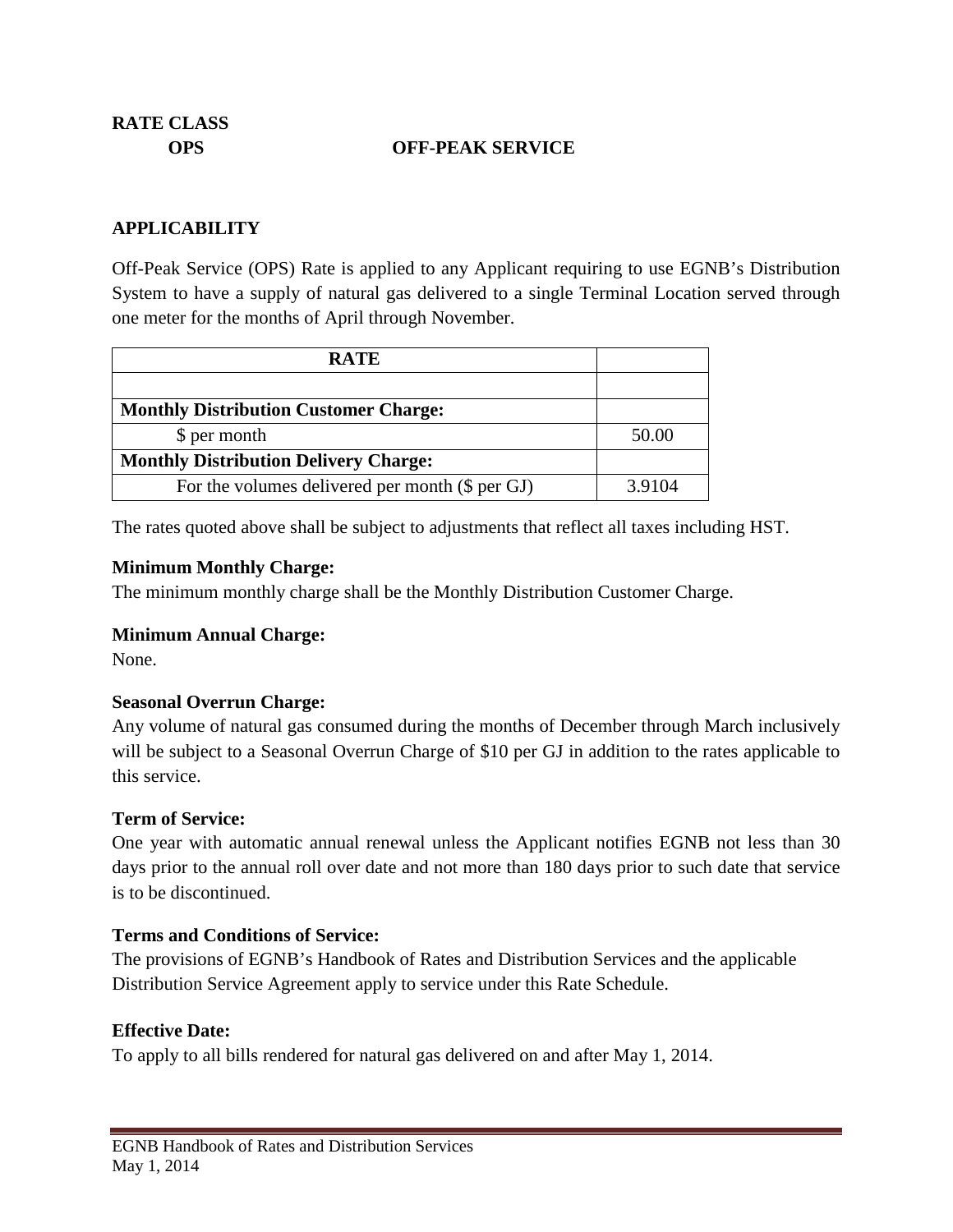**RATE CLASS**

**OPS** **OFF-PEAK SERVICE**

## APPLICABILITY

Off-Peak Service (OPS) Rate is applied to any Applicant requiring to use EGNB's Distribution System to have a supply of natural gas delivered to a single Terminal Location served through one meter for the months of April through November.

| RATE | |
|---|---|
| | |
| **Monthly Distribution Customer Charge:** | |
| $ per month | 50.00 |
| **Monthly Distribution Delivery Charge:** | |
| For the volumes delivered per month ($ per GJ) | 3.9104 |

The rates quoted above shall be subject to adjustments that reflect all taxes including HST.

**Minimum Monthly Charge:**
The minimum monthly charge shall be the Monthly Distribution Customer Charge.

**Minimum Annual Charge:**
None.

**Seasonal Overrun Charge:**
Any volume of natural gas consumed during the months of December through March inclusively will be subject to a Seasonal Overrun Charge of $10 per GJ in addition to the rates applicable to this service.

**Term of Service:**
One year with automatic annual renewal unless the Applicant notifies EGNB not less than 30 days prior to the annual roll over date and not more than 180 days prior to such date that service is to be discontinued.

**Terms and Conditions of Service:**
The provisions of EGNB's Handbook of Rates and Distribution Services and the applicable Distribution Service Agreement apply to service under this Rate Schedule.

**Effective Date:**
To apply to all bills rendered for natural gas delivered on and after May 1, 2014.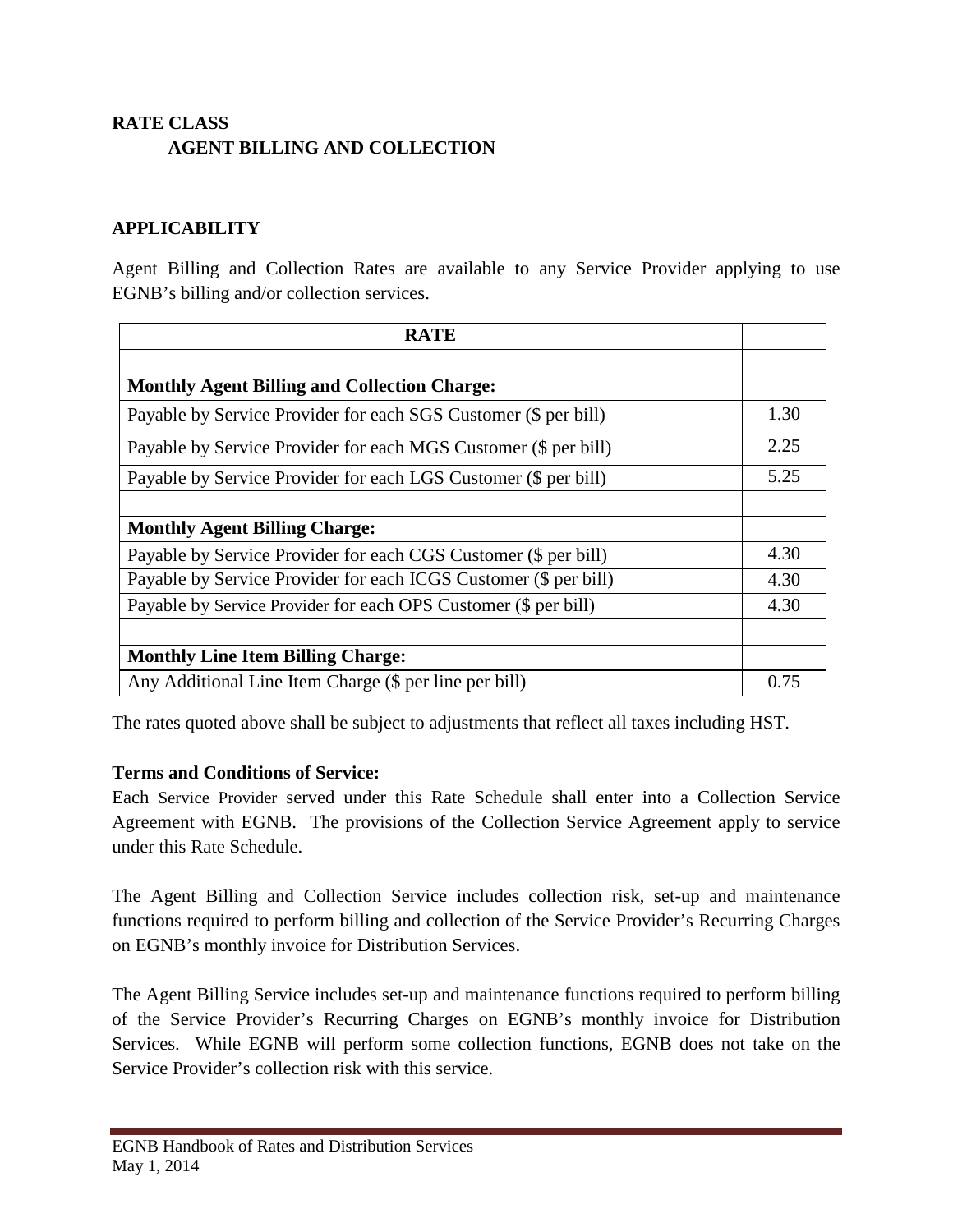## RATE CLASS

### AGENT BILLING AND COLLECTION

### APPLICABILITY

Agent Billing and Collection Rates are available to any Service Provider applying to use EGNB's billing and/or collection services.

| RATE | |
|---|---|
| | |
| **Monthly Agent Billing and Collection Charge:** | |
| Payable by Service Provider for each SGS Customer ($ per bill) | 1.30 |
| Payable by Service Provider for each MGS Customer ($ per bill) | 2.25 |
| Payable by Service Provider for each LGS Customer ($ per bill) | 5.25 |
| | |
| **Monthly Agent Billing Charge:** | |
| Payable by Service Provider for each CGS Customer ($ per bill) | 4.30 |
| Payable by Service Provider for each ICGS Customer ($ per bill) | 4.30 |
| Payable by Service Provider for each OPS Customer ($ per bill) | 4.30 |
| | |
| **Monthly Line Item Billing Charge:** | |
| Any Additional Line Item Charge ($ per line per bill) | 0.75 |

The rates quoted above shall be subject to adjustments that reflect all taxes including HST.

**Terms and Conditions of Service:**

Each Service Provider served under this Rate Schedule shall enter into a Collection Service Agreement with EGNB. The provisions of the Collection Service Agreement apply to service under this Rate Schedule.

The Agent Billing and Collection Service includes collection risk, set-up and maintenance functions required to perform billing and collection of the Service Provider's Recurring Charges on EGNB's monthly invoice for Distribution Services.

The Agent Billing Service includes set-up and maintenance functions required to perform billing of the Service Provider's Recurring Charges on EGNB's monthly invoice for Distribution Services. While EGNB will perform some collection functions, EGNB does not take on the Service Provider's collection risk with this service.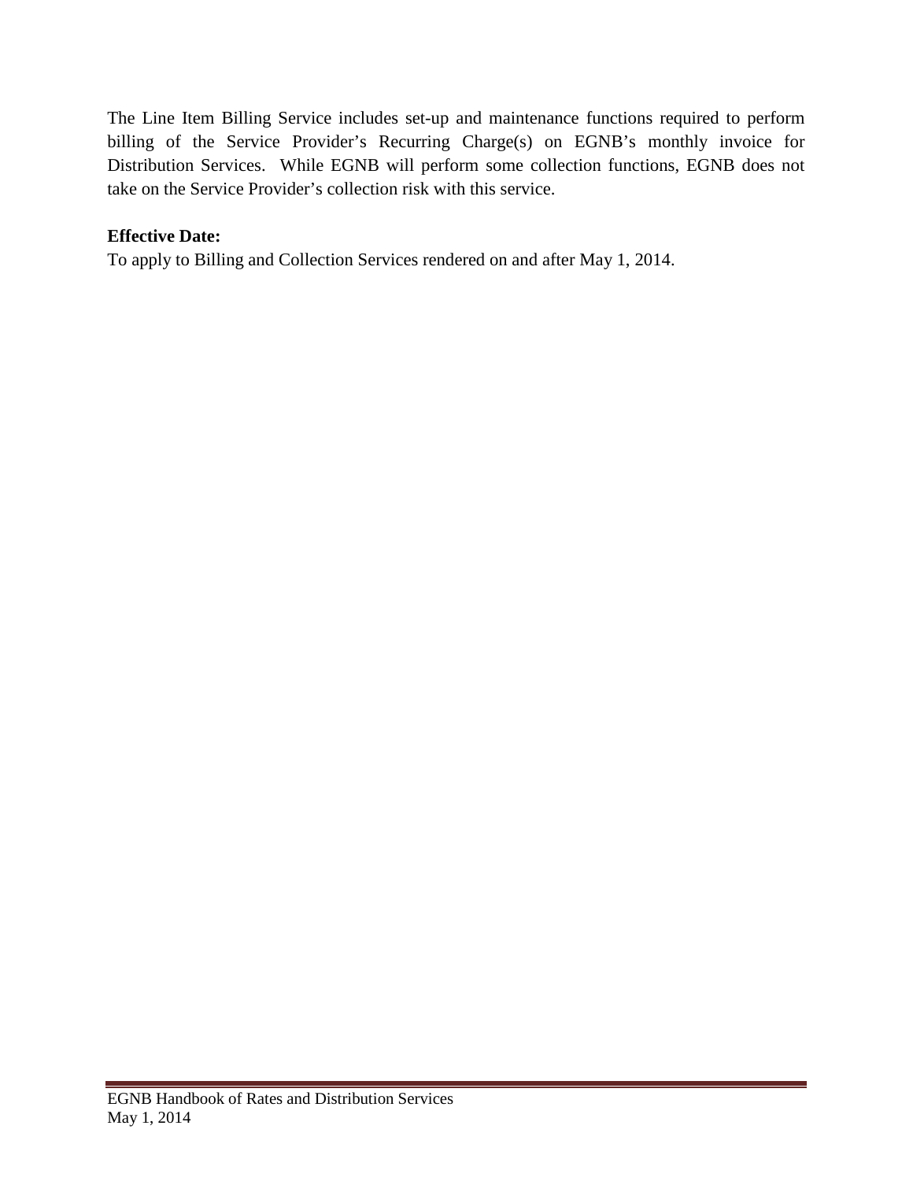The Line Item Billing Service includes set-up and maintenance functions required to perform billing of the Service Provider's Recurring Charge(s) on EGNB's monthly invoice for Distribution Services. While EGNB will perform some collection functions, EGNB does not take on the Service Provider's collection risk with this service.

**Effective Date:**
To apply to Billing and Collection Services rendered on and after May 1, 2014.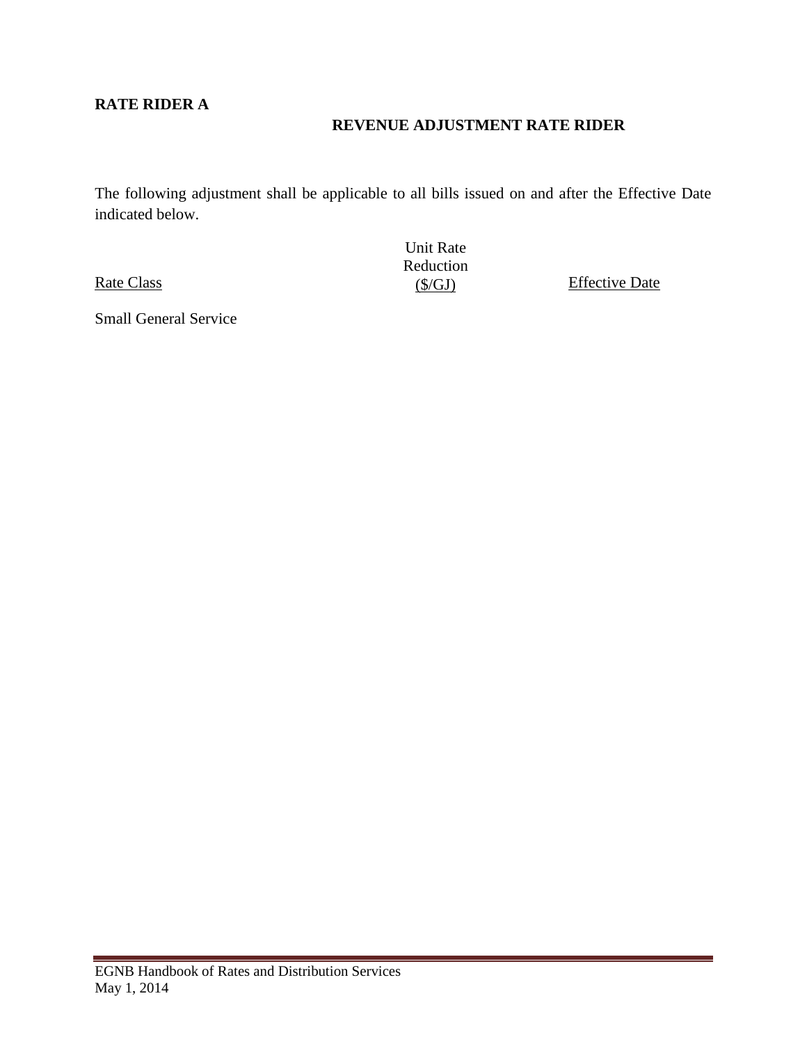**RATE RIDER A**

**REVENUE ADJUSTMENT RATE RIDER**

The following adjustment shall be applicable to all bills issued on and after the Effective Date indicated below.

| Rate Class | Unit Rate Reduction ($/GJ) | Effective Date |
| --- | --- | --- |
| Small General Service | | |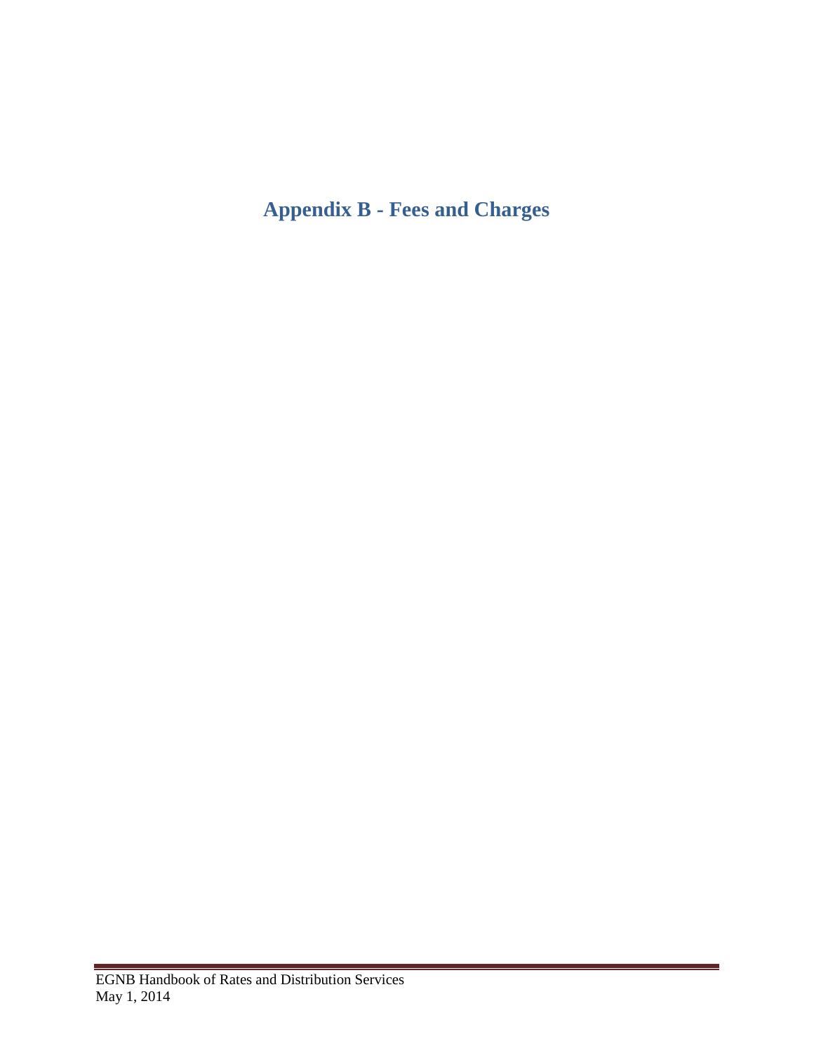# Appendix B - Fees and Charges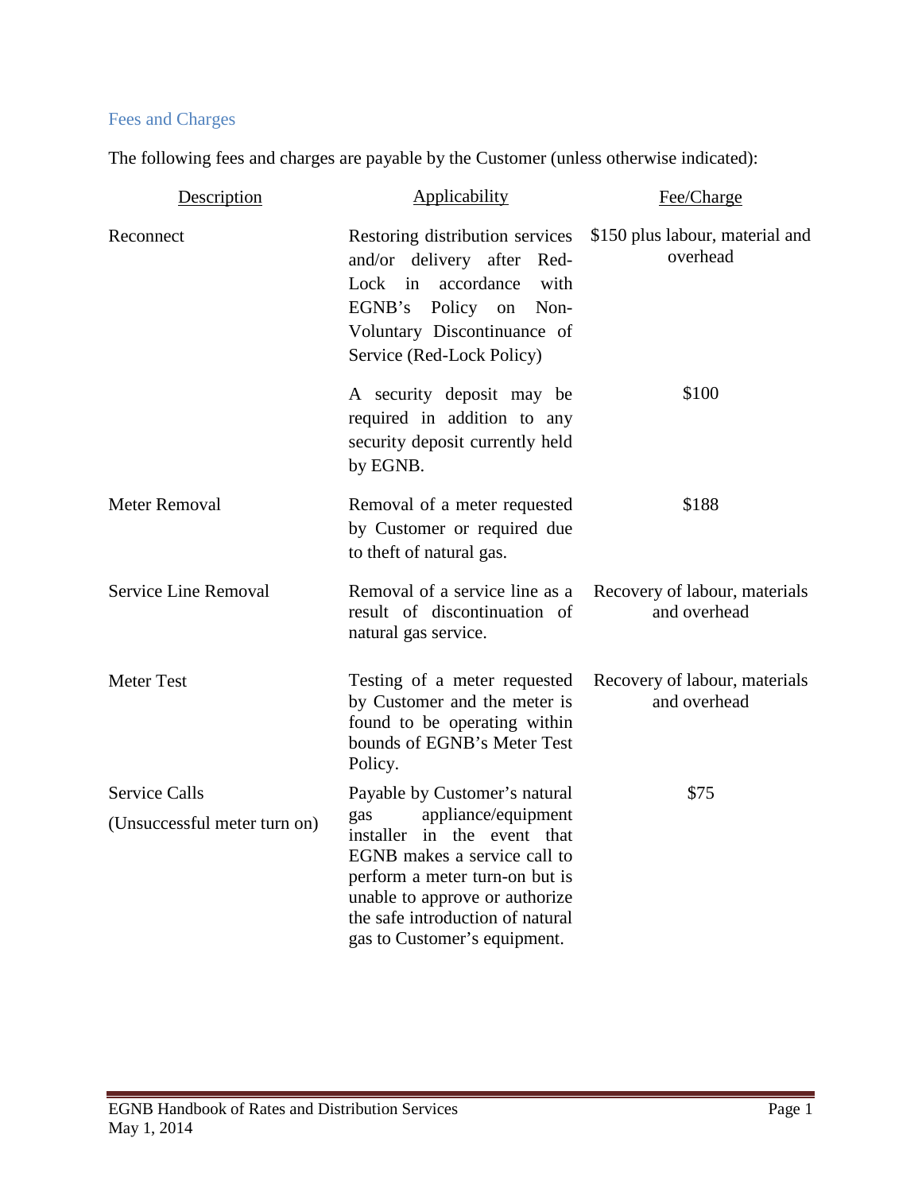## Fees and Charges

The following fees and charges are payable by the Customer (unless otherwise indicated):

| Description | Applicability | Fee/Charge |
|---|---|---|
| Reconnect | Restoring distribution services and/or delivery after Red-Lock in accordance with EGNB's Policy on Non-Voluntary Discontinuance of Service (Red-Lock Policy) | $150 plus labour, material and overhead |
| | A security deposit may be required in addition to any security deposit currently held by EGNB. | $100 |
| Meter Removal | Removal of a meter requested by Customer or required due to theft of natural gas. | $188 |
| Service Line Removal | Removal of a service line as a result of discontinuation of natural gas service. | Recovery of labour, materials and overhead |
| Meter Test | Testing of a meter requested by Customer and the meter is found to be operating within bounds of EGNB's Meter Test Policy. | Recovery of labour, materials and overhead |
| Service Calls (Unsuccessful meter turn on) | Payable by Customer's natural gas appliance/equipment installer in the event that EGNB makes a service call to perform a meter turn-on but is unable to approve or authorize the safe introduction of natural gas to Customer's equipment. | $75 |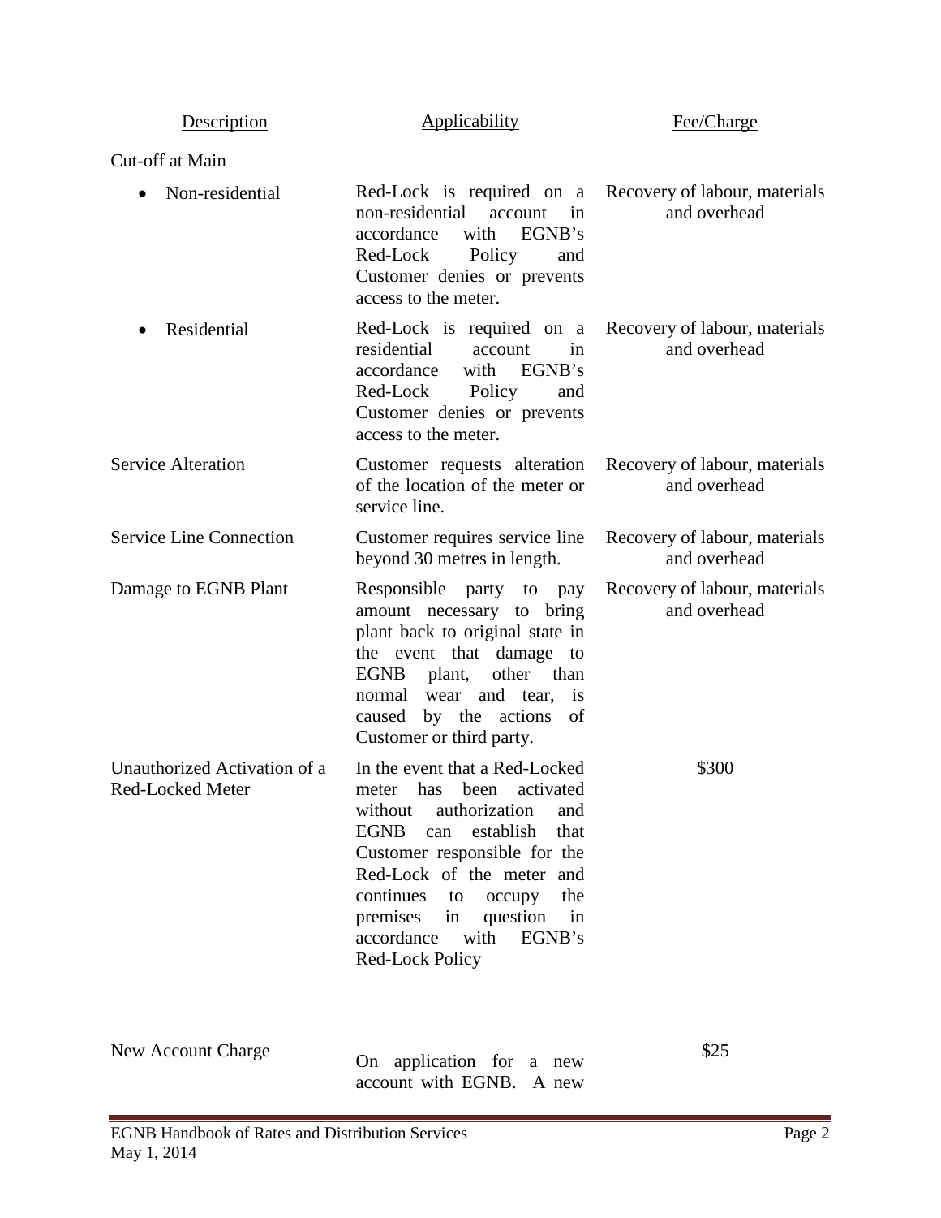| Description | Applicability | Fee/Charge |
|---|---|---|
| Cut-off at Main | | |
| • Non-residential | Red-Lock is required on a non-residential account in accordance with EGNB's Red-Lock Policy and Customer denies or prevents access to the meter. | Recovery of labour, materials and overhead |
| • Residential | Red-Lock is required on a residential account in accordance with EGNB's Red-Lock Policy and Customer denies or prevents access to the meter. | Recovery of labour, materials and overhead |
| Service Alteration | Customer requests alteration of the location of the meter or service line. | Recovery of labour, materials and overhead |
| Service Line Connection | Customer requires service line beyond 30 metres in length. | Recovery of labour, materials and overhead |
| Damage to EGNB Plant | Responsible party to pay amount necessary to bring plant back to original state in the event that damage to EGNB plant, other than normal wear and tear, is caused by the actions of Customer or third party. | Recovery of labour, materials and overhead |
| Unauthorized Activation of a Red-Locked Meter | In the event that a Red-Locked meter has been activated without authorization and EGNB can establish that Customer responsible for the Red-Lock of the meter and continues to occupy the premises in question in accordance with EGNB's Red-Lock Policy | \$300 |
| New Account Charge | On application for a new account with EGNB. A new | \$25 |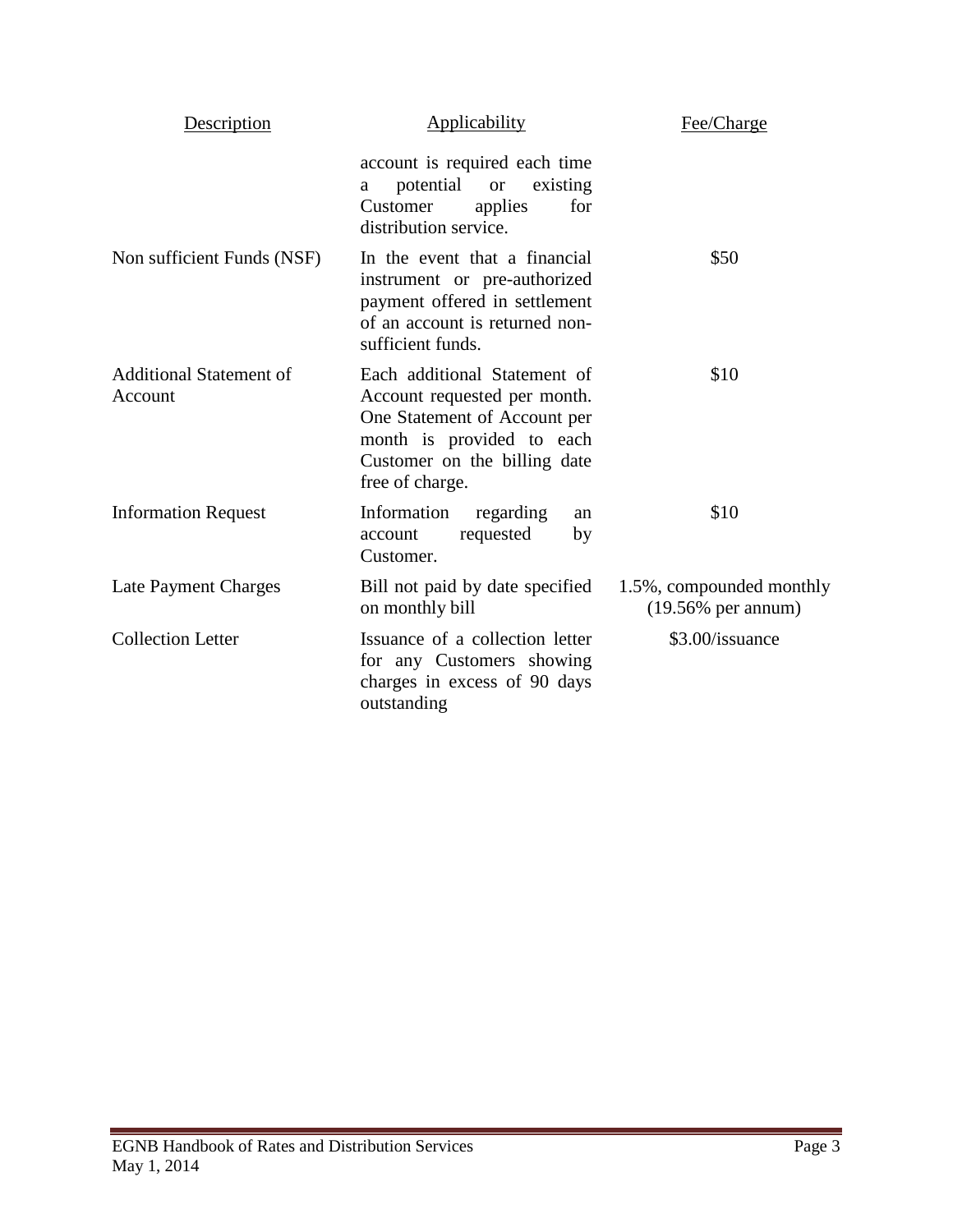| Description | Applicability | Fee/Charge |
|---|---|---|
| | account is required each time a potential or existing Customer applies for distribution service. | |
| Non sufficient Funds (NSF) | In the event that a financial instrument or pre-authorized payment offered in settlement of an account is returned non-sufficient funds. | $50 |
| Additional Statement of Account | Each additional Statement of Account requested per month. One Statement of Account per month is provided to each Customer on the billing date free of charge. | $10 |
| Information Request | Information regarding an account requested by Customer. | $10 |
| Late Payment Charges | Bill not paid by date specified on monthly bill | 1.5%, compounded monthly (19.56% per annum) |
| Collection Letter | Issuance of a collection letter for any Customers showing charges in excess of 90 days outstanding | $3.00/issuance |